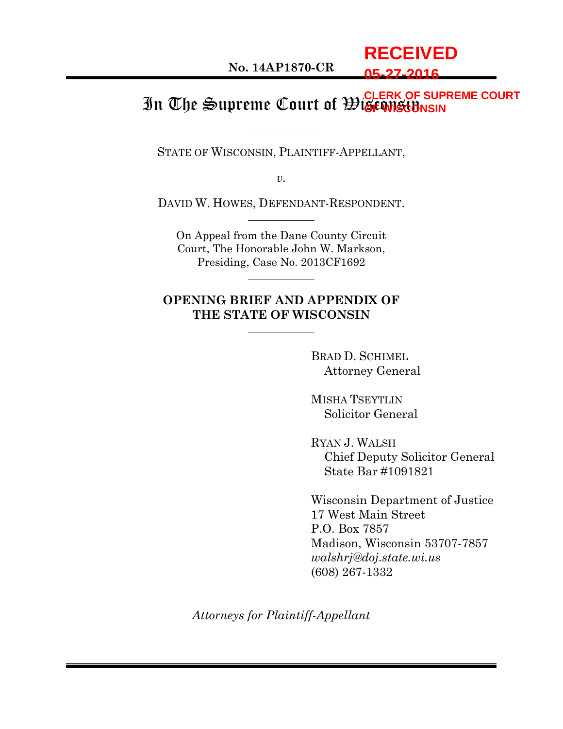RECEIVED
05-27-2016
CLERK OF SUPREME COURT
OF WISCONSIN

**No. 14AP1870-CR**

# In The Supreme Court of Wisconsin

STATE OF WISCONSIN, PLAINTIFF-APPELLANT,

*v.*

DAVID W. HOWES, DEFENDANT-RESPONDENT.

On Appeal from the Dane County Circuit Court, The Honorable John W. Markson, Presiding, Case No. 2013CF1692

**OPENING BRIEF AND APPENDIX OF THE STATE OF WISCONSIN**

BRAD D. SCHIMEL
Attorney General

MISHA TSEYTLIN
Solicitor General

RYAN J. WALSH
Chief Deputy Solicitor General
State Bar #1091821

Wisconsin Department of Justice
17 West Main Street
P.O. Box 7857
Madison, Wisconsin 53707-7857
*walshrj@doj.state.wi.us*
(608) 267-1332

*Attorneys for Plaintiff-Appellant*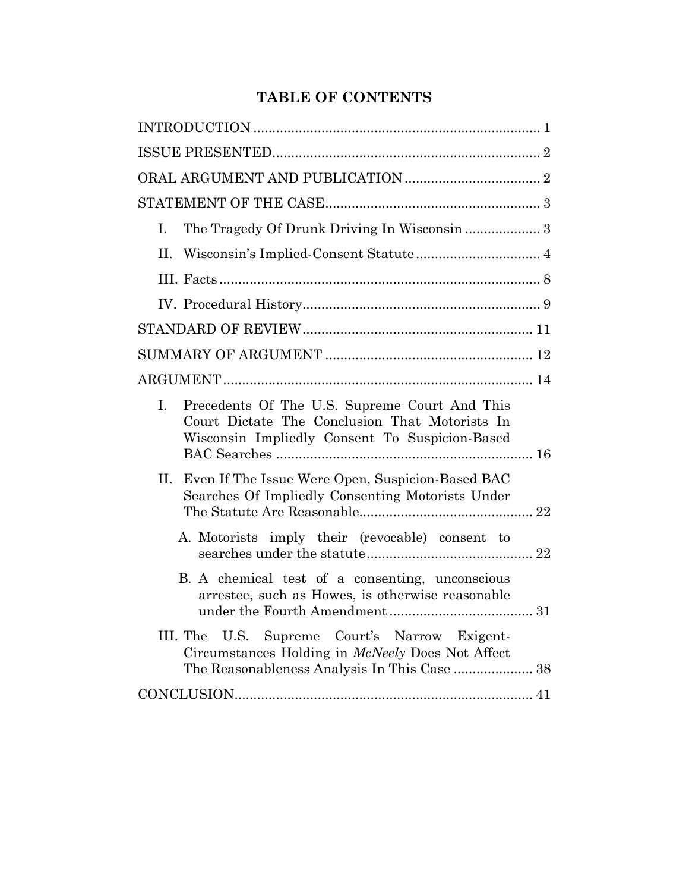# TABLE OF CONTENTS

INTRODUCTION ........................................................................... 1

ISSUE PRESENTED...................................................................... 2

ORAL ARGUMENT AND PUBLICATION .................................... 2

STATEMENT OF THE CASE......................................................... 3

I. The Tragedy Of Drunk Driving In Wisconsin .................... 3

II. Wisconsin's Implied-Consent Statute ................................. 4

III. Facts ..................................................................................... 8

IV. Procedural History............................................................... 9

STANDARD OF REVIEW............................................................. 11

SUMMARY OF ARGUMENT ....................................................... 12

ARGUMENT.................................................................................. 14

I. Precedents Of The U.S. Supreme Court And This Court Dictate The Conclusion That Motorists In Wisconsin Impliedly Consent To Suspicion-Based BAC Searches .................................................................... 16

II. Even If The Issue Were Open, Suspicion-Based BAC Searches Of Impliedly Consenting Motorists Under The Statute Are Reasonable.............................................. 22

A. Motorists imply their (revocable) consent to searches under the statute............................................ 22

B. A chemical test of a consenting, unconscious arrestee, such as Howes, is otherwise reasonable under the Fourth Amendment ...................................... 31

III. The U.S. Supreme Court's Narrow Exigent-Circumstances Holding in *McNeely* Does Not Affect The Reasonableness Analysis In This Case ..................... 38

CONCLUSION.............................................................................. 41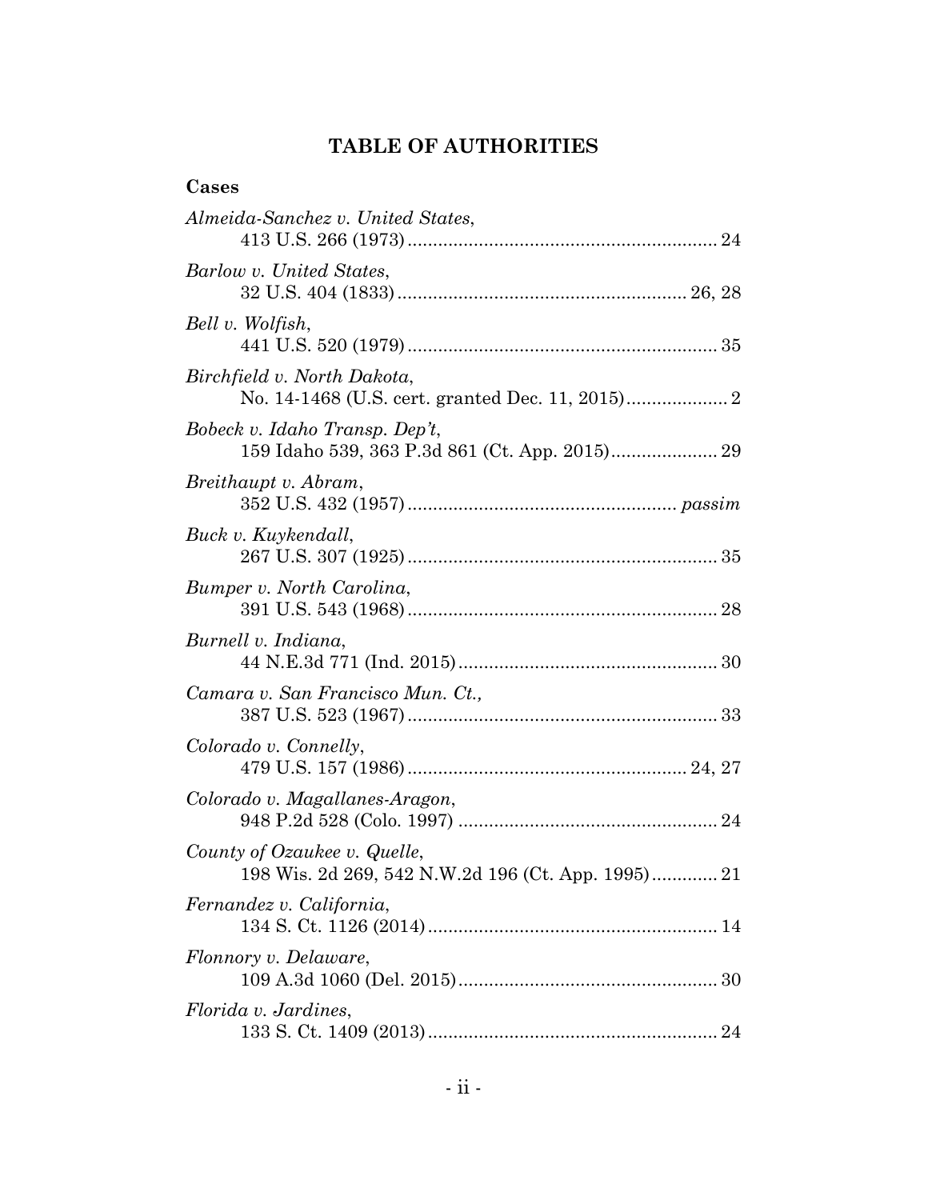# TABLE OF AUTHORITIES

## Cases

*Almeida-Sanchez v. United States*,
413 U.S. 266 (1973) ........................................................... 24

*Barlow v. United States*,
32 U.S. 404 (1833) ....................................................... 26, 28

*Bell v. Wolfish*,
441 U.S. 520 (1979) ........................................................... 35

*Birchfield v. North Dakota*,
No. 14-1468 (U.S. cert. granted Dec. 11, 2015) .................... 2

*Bobeck v. Idaho Transp. Dep't*,
159 Idaho 539, 363 P.3d 861 (Ct. App. 2015) ..................... 29

*Breithaupt v. Abram*,
352 U.S. 432 (1957) ................................................... *passim*

*Buck v. Kuykendall*,
267 U.S. 307 (1925) ........................................................... 35

*Bumper v. North Carolina*,
391 U.S. 543 (1968) ........................................................... 28

*Burnell v. Indiana*,
44 N.E.3d 771 (Ind. 2015) .................................................. 30

*Camara v. San Francisco Mun. Ct.,*
387 U.S. 523 (1967) ........................................................... 33

*Colorado v. Connelly*,
479 U.S. 157 (1986) ...................................................... 24, 27

*Colorado v. Magallanes-Aragon*,
948 P.2d 528 (Colo. 1997) .................................................. 24

*County of Ozaukee v. Quelle*,
198 Wis. 2d 269, 542 N.W.2d 196 (Ct. App. 1995) ............. 21

*Fernandez v. California*,
134 S. Ct. 1126 (2014) ........................................................ 14

*Flonnory v. Delaware*,
109 A.3d 1060 (Del. 2015) .................................................. 30

*Florida v. Jardines*,
133 S. Ct. 1409 (2013) ........................................................ 24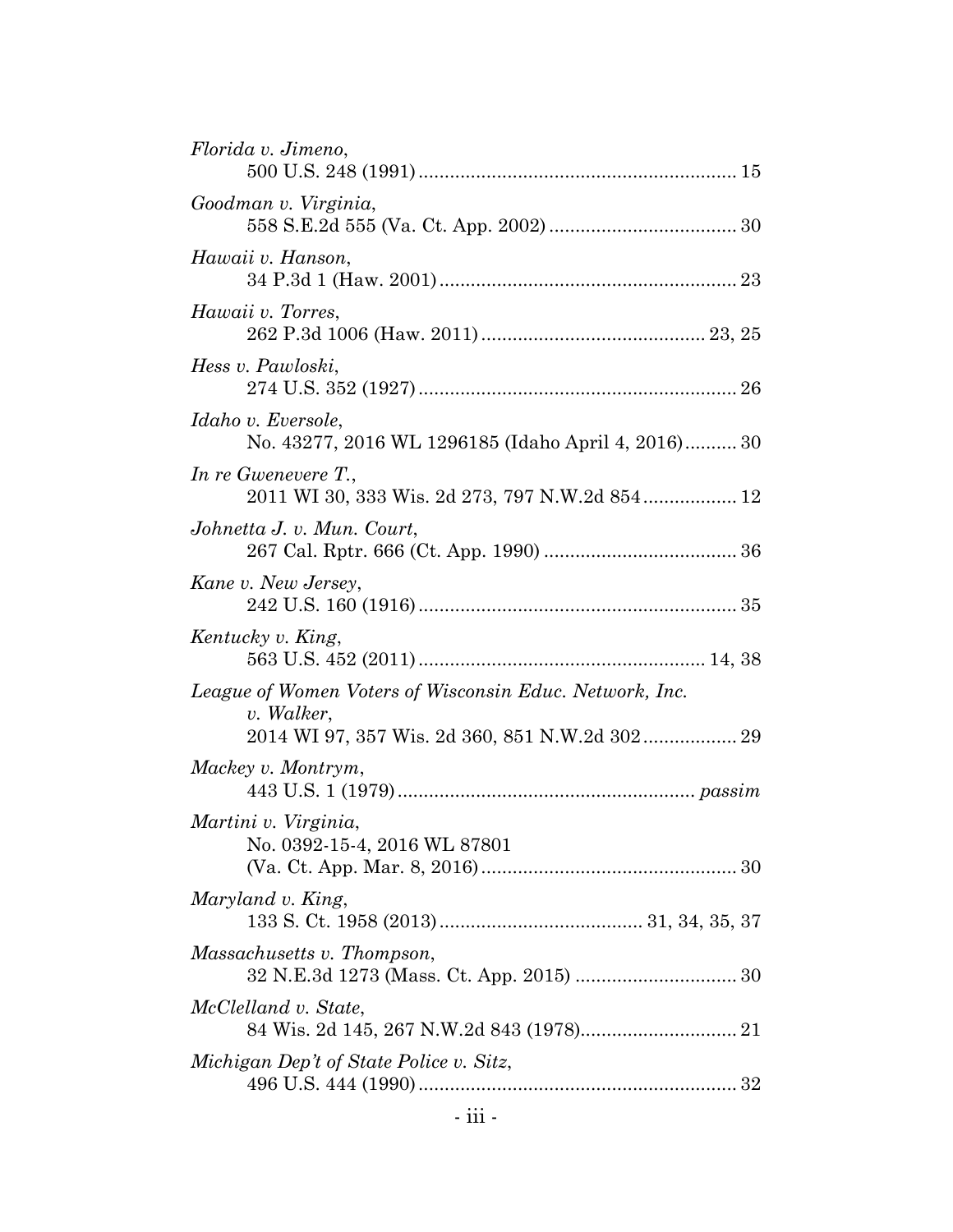*Florida v. Jimeno*,
500 U.S. 248 (1991) .................................................................. 15

*Goodman v. Virginia*,
558 S.E.2d 555 (Va. Ct. App. 2002) .................................... 30

*Hawaii v. Hanson*,
34 P.3d 1 (Haw. 2001) ........................................................ 23

*Hawaii v. Torres*,
262 P.3d 1006 (Haw. 2011) .......................................... 23, 25

*Hess v. Pawloski*,
274 U.S. 352 (1927) ............................................................. 26

*Idaho v. Eversole*,
No. 43277, 2016 WL 1296185 (Idaho April 4, 2016) .......... 30

*In re Gwenevere T.*,
2011 WI 30, 333 Wis. 2d 273, 797 N.W.2d 854 .................. 12

*Johnetta J. v. Mun. Court*,
267 Cal. Rptr. 666 (Ct. App. 1990) ..................................... 36

*Kane v. New Jersey*,
242 U.S. 160 (1916) ............................................................. 35

*Kentucky v. King*,
563 U.S. 452 (2011) ....................................................... 14, 38

*League of Women Voters of Wisconsin Educ. Network, Inc. v. Walker*,
2014 WI 97, 357 Wis. 2d 360, 851 N.W.2d 302 .................. 29

*Mackey v. Montrym*,
443 U.S. 1 (1979) ........................................................ *passim*

*Martini v. Virginia*,
No. 0392-15-4, 2016 WL 87801
(Va. Ct. App. Mar. 8, 2016) ................................................. 30

*Maryland v. King*,
133 S. Ct. 1958 (2013) ....................................... 31, 34, 35, 37

*Massachusetts v. Thompson*,
32 N.E.3d 1273 (Mass. Ct. App. 2015) ............................... 30

*McClelland v. State*,
84 Wis. 2d 145, 267 N.W.2d 843 (1978) .............................. 21

*Michigan Dep't of State Police v. Sitz*,
496 U.S. 444 (1990) ............................................................. 32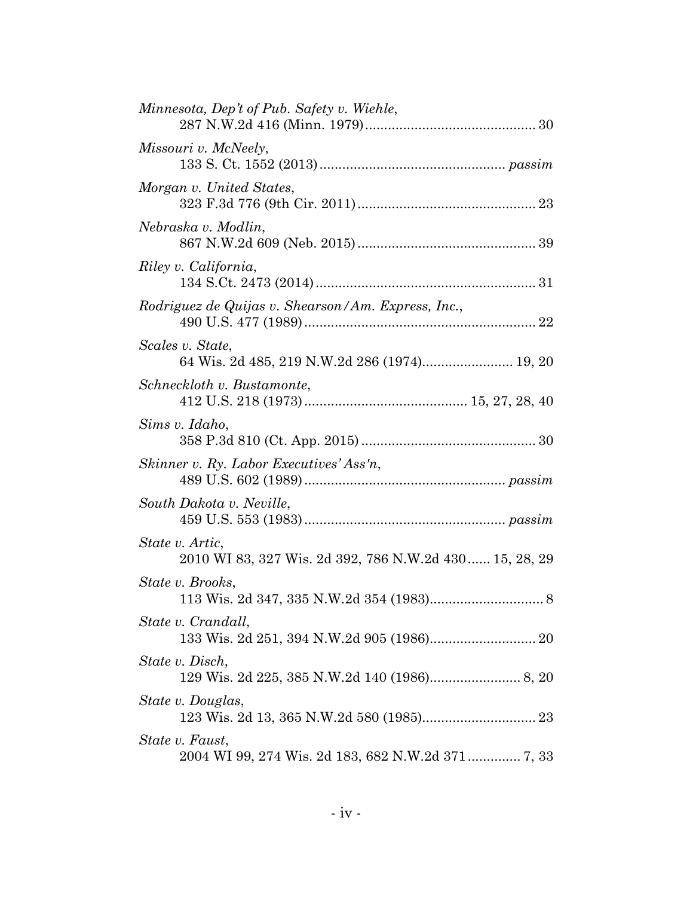*Minnesota, Dep't of Pub. Safety v. Wiehle*,
287 N.W.2d 416 (Minn. 1979) ............................................ 30

*Missouri v. McNeely*,
133 S. Ct. 1552 (2013) ................................................ *passim*

*Morgan v. United States*,
323 F.3d 776 (9th Cir. 2011) .............................................. 23

*Nebraska v. Modlin*,
867 N.W.2d 609 (Neb. 2015) .............................................. 39

*Riley v. California*,
134 S.Ct. 2473 (2014) .......................................................... 31

*Rodriguez de Quijas v. Shearson/Am. Express, Inc.*,
490 U.S. 477 (1989) ............................................................ 22

*Scales v. State*,
64 Wis. 2d 485, 219 N.W.2d 286 (1974) ........................ 19, 20

*Schneckloth v. Bustamonte*,
412 U.S. 218 (1973) .......................................... 15, 27, 28, 40

*Sims v. Idaho*,
358 P.3d 810 (Ct. App. 2015) .............................................. 30

*Skinner v. Ry. Labor Executives' Ass'n*,
489 U.S. 602 (1989) .................................................... *passim*

*South Dakota v. Neville*,
459 U.S. 553 (1983) .................................................... *passim*

*State v. Artic*,
2010 WI 83, 327 Wis. 2d 392, 786 N.W.2d 430 ...... 15, 28, 29

*State v. Brooks*,
113 Wis. 2d 347, 335 N.W.2d 354 (1983) .............................. 8

*State v. Crandall*,
133 Wis. 2d 251, 394 N.W.2d 905 (1986) ............................ 20

*State v. Disch*,
129 Wis. 2d 225, 385 N.W.2d 140 (1986) ........................ 8, 20

*State v. Douglas*,
123 Wis. 2d 13, 365 N.W.2d 580 (1985) .............................. 23

*State v. Faust*,
2004 WI 99, 274 Wis. 2d 183, 682 N.W.2d 371 ............. 7, 33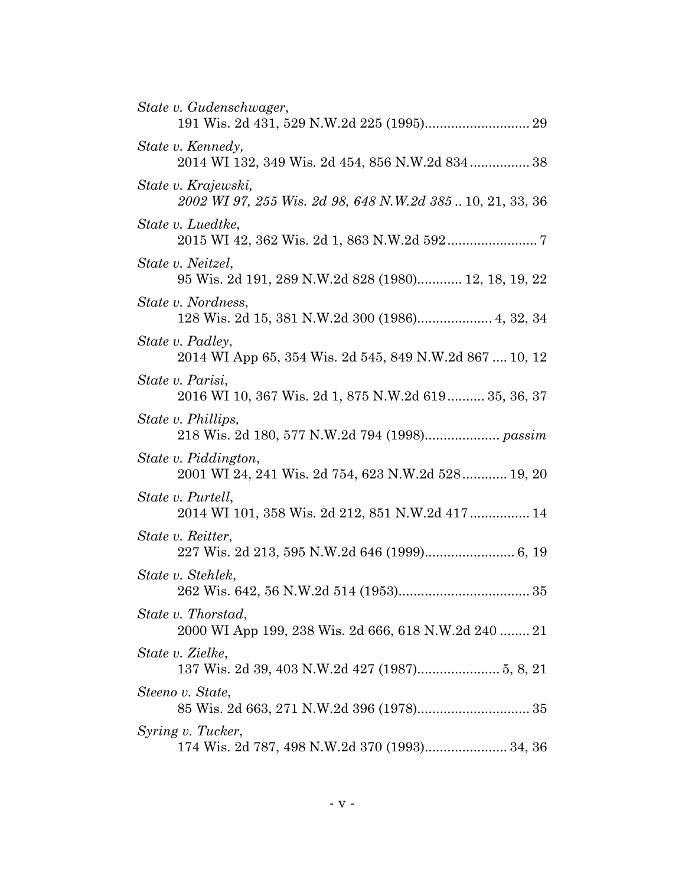*State v. Gudenschwager*,
191 Wis. 2d 431, 529 N.W.2d 225 (1995)............................ 29

*State v. Kennedy,*
2014 WI 132, 349 Wis. 2d 454, 856 N.W.2d 834................ 38

*State v. Krajewski,*
*2002 WI 97, 255 Wis. 2d 98, 648 N.W.2d 385* .. 10, 21, 33, 36

*State v. Luedtke*,
2015 WI 42, 362 Wis. 2d 1, 863 N.W.2d 592........................ 7

*State v. Neitzel*,
95 Wis. 2d 191, 289 N.W.2d 828 (1980)............ 12, 18, 19, 22

*State v. Nordness*,
128 Wis. 2d 15, 381 N.W.2d 300 (1986).................... 4, 32, 34

*State v. Padley*,
2014 WI App 65, 354 Wis. 2d 545, 849 N.W.2d 867 .... 10, 12

*State v. Parisi*,
2016 WI 10, 367 Wis. 2d 1, 875 N.W.2d 619.......... 35, 36, 37

*State v. Phillips,*
218 Wis. 2d 180, 577 N.W.2d 794 (1998).................... *passim*

*State v. Piddington*,
2001 WI 24, 241 Wis. 2d 754, 623 N.W.2d 528............ 19, 20

*State v. Purtell*,
2014 WI 101, 358 Wis. 2d 212, 851 N.W.2d 417................ 14

*State v. Reitter*,
227 Wis. 2d 213, 595 N.W.2d 646 (1999)........................ 6, 19

*State v. Stehlek*,
262 Wis. 642, 56 N.W.2d 514 (1953)................................... 35

*State v. Thorstad*,
2000 WI App 199, 238 Wis. 2d 666, 618 N.W.2d 240 ........ 21

*State v. Zielke*,
137 Wis. 2d 39, 403 N.W.2d 427 (1987)...................... 5, 8, 21

*Steeno v. State*,
85 Wis. 2d 663, 271 N.W.2d 396 (1978).............................. 35

*Syring v. Tucker*,
174 Wis. 2d 787, 498 N.W.2d 370 (1993)...................... 34, 36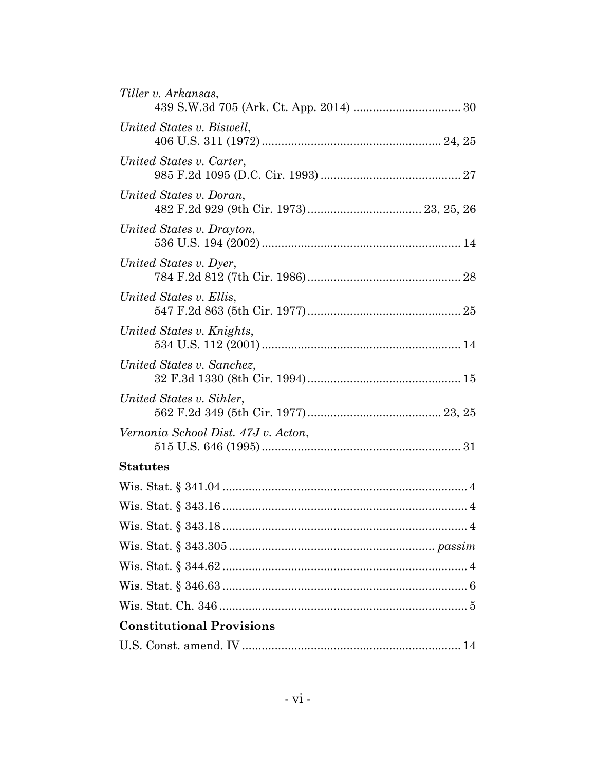*Tiller v. Arkansas*,
439 S.W.3d 705 (Ark. Ct. App. 2014) ................................ 30

*United States v. Biswell*,
406 U.S. 311 (1972) ....................................................... 24, 25

*United States v. Carter*,
985 F.2d 1095 (D.C. Cir. 1993) .......................................... 27

*United States v. Doran*,
482 F.2d 929 (9th Cir. 1973) .................................. 23, 25, 26

*United States v. Drayton*,
536 U.S. 194 (2002) ............................................................ 14

*United States v. Dyer*,
784 F.2d 812 (7th Cir. 1986) .............................................. 28

*United States v. Ellis*,
547 F.2d 863 (5th Cir. 1977) .............................................. 25

*United States v. Knights*,
534 U.S. 112 (2001) ............................................................ 14

*United States v. Sanchez*,
32 F.3d 1330 (8th Cir. 1994) .............................................. 15

*United States v. Sihler*,
562 F.2d 349 (5th Cir. 1977) ........................................ 23, 25

*Vernonia School Dist. 47J v. Acton*,
515 U.S. 646 (1995) ............................................................ 31

**Statutes**

Wis. Stat. § 341.04 ........................................................................... 4

Wis. Stat. § 343.16 ........................................................................... 4

Wis. Stat. § 343.18 ........................................................................... 4

Wis. Stat. § 343.305 ............................................................. *passim*

Wis. Stat. § 344.62 ........................................................................... 4

Wis. Stat. § 346.63 ........................................................................... 6

Wis. Stat. Ch. 346 ............................................................................ 5

**Constitutional Provisions**

U.S. Const. amend. IV .................................................................. 14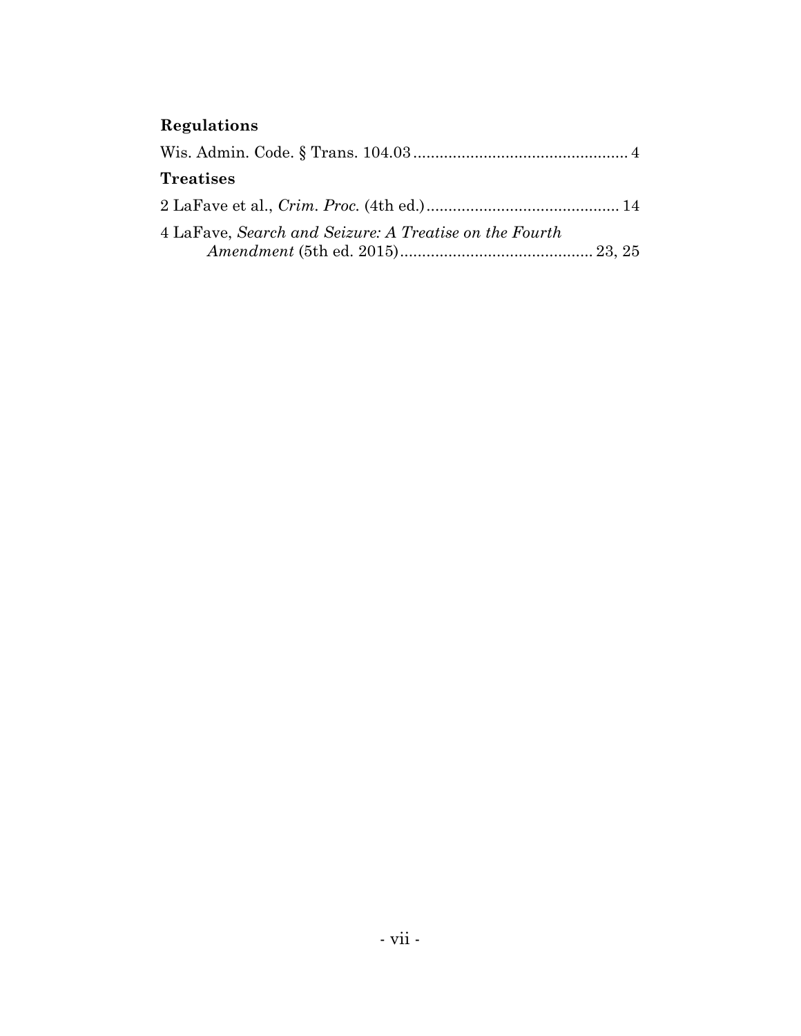**Regulations**

Wis. Admin. Code. § Trans. 104.03 ................................................ 4

**Treatises**

2 LaFave et al., *Crim. Proc.* (4th ed.) ............................................ 14

4 LaFave, *Search and Seizure: A Treatise on the Fourth Amendment* (5th ed. 2015) ............................................ 23, 25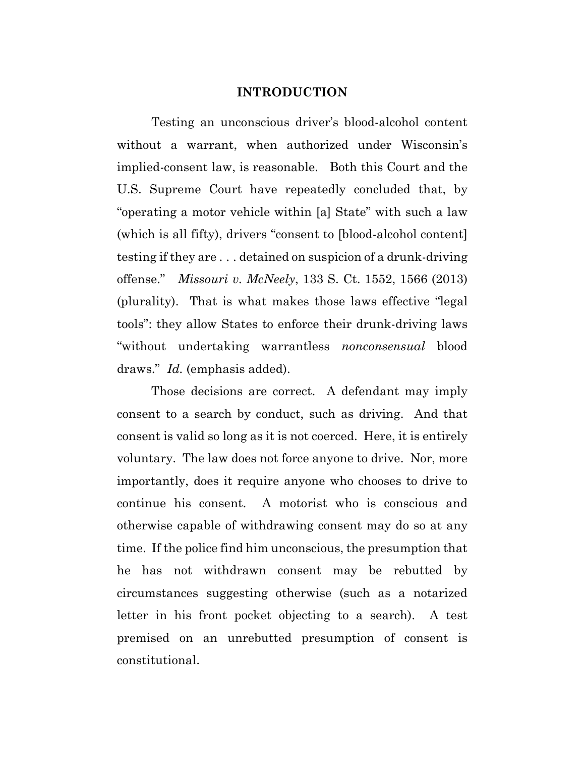## INTRODUCTION

Testing an unconscious driver's blood-alcohol content without a warrant, when authorized under Wisconsin's implied-consent law, is reasonable. Both this Court and the U.S. Supreme Court have repeatedly concluded that, by "operating a motor vehicle within [a] State" with such a law (which is all fifty), drivers "consent to [blood-alcohol content] testing if they are . . . detained on suspicion of a drunk-driving offense." *Missouri v. McNeely*, 133 S. Ct. 1552, 1566 (2013) (plurality). That is what makes those laws effective "legal tools": they allow States to enforce their drunk-driving laws "without undertaking warrantless *nonconsensual* blood draws." *Id.* (emphasis added).

Those decisions are correct. A defendant may imply consent to a search by conduct, such as driving. And that consent is valid so long as it is not coerced. Here, it is entirely voluntary. The law does not force anyone to drive. Nor, more importantly, does it require anyone who chooses to drive to continue his consent. A motorist who is conscious and otherwise capable of withdrawing consent may do so at any time. If the police find him unconscious, the presumption that he has not withdrawn consent may be rebutted by circumstances suggesting otherwise (such as a notarized letter in his front pocket objecting to a search). A test premised on an unrebutted presumption of consent is constitutional.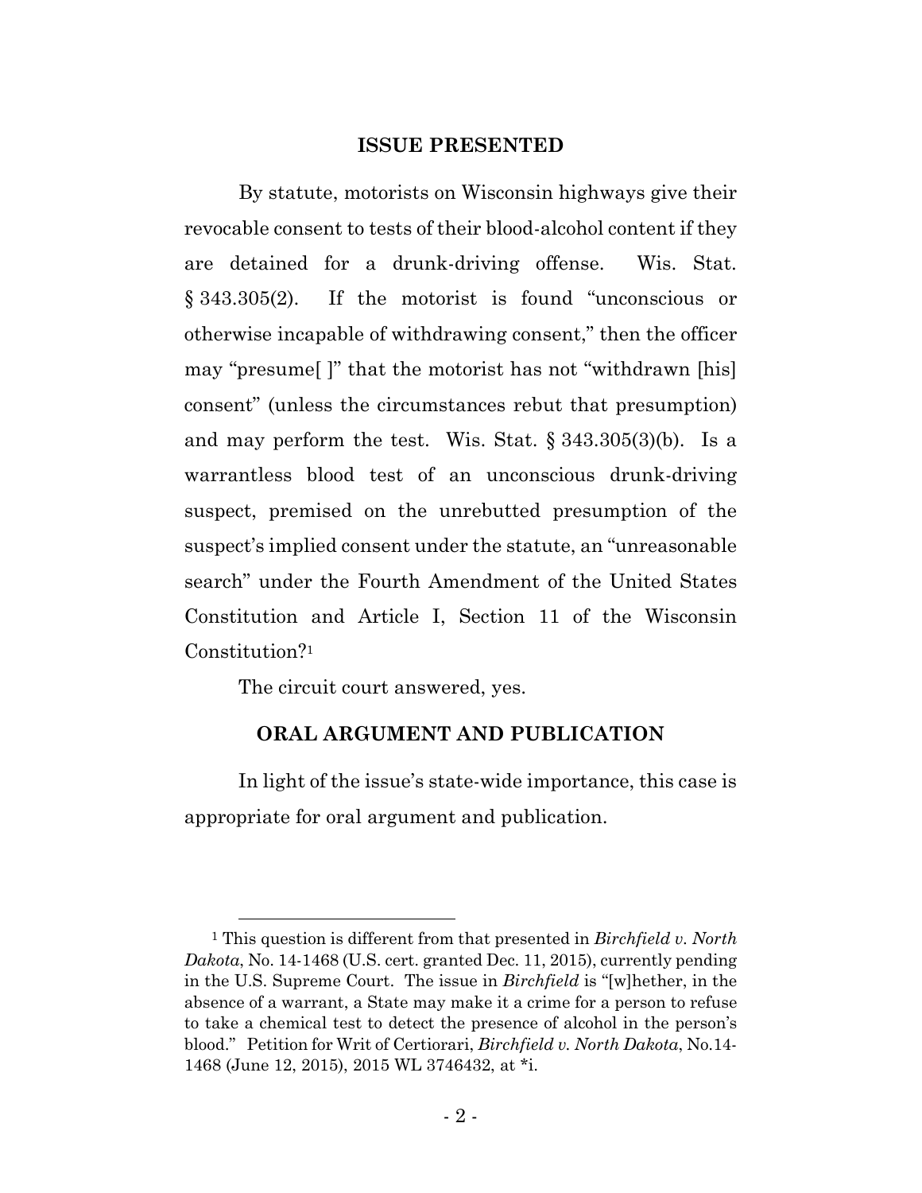## ISSUE PRESENTED

By statute, motorists on Wisconsin highways give their revocable consent to tests of their blood-alcohol content if they are detained for a drunk-driving offense. Wis. Stat. § 343.305(2). If the motorist is found "unconscious or otherwise incapable of withdrawing consent," then the officer may "presume[ ]" that the motorist has not "withdrawn [his] consent" (unless the circumstances rebut that presumption) and may perform the test. Wis. Stat. § 343.305(3)(b). Is a warrantless blood test of an unconscious drunk-driving suspect, premised on the unrebutted presumption of the suspect's implied consent under the statute, an "unreasonable search" under the Fourth Amendment of the United States Constitution and Article I, Section 11 of the Wisconsin Constitution?[1]

The circuit court answered, yes.

## ORAL ARGUMENT AND PUBLICATION

In light of the issue's state-wide importance, this case is appropriate for oral argument and publication.

---

[1] This question is different from that presented in *Birchfield v. North Dakota*, No. 14-1468 (U.S. cert. granted Dec. 11, 2015), currently pending in the U.S. Supreme Court. The issue in *Birchfield* is "[w]hether, in the absence of a warrant, a State may make it a crime for a person to refuse to take a chemical test to detect the presence of alcohol in the person's blood." Petition for Writ of Certiorari, *Birchfield v. North Dakota*, No.14-1468 (June 12, 2015), 2015 WL 3746432, at *i.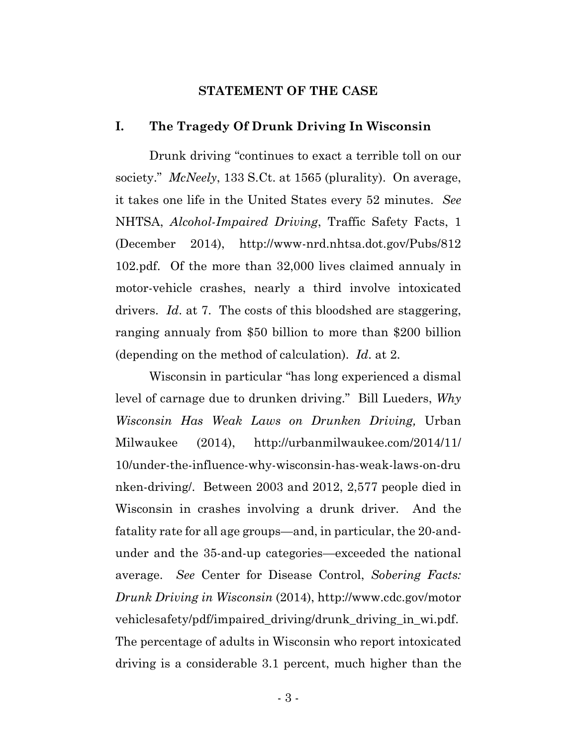## STATEMENT OF THE CASE

### I. The Tragedy Of Drunk Driving In Wisconsin

Drunk driving "continues to exact a terrible toll on our society." *McNeely*, 133 S.Ct. at 1565 (plurality). On average, it takes one life in the United States every 52 minutes. *See* NHTSA, *Alcohol-Impaired Driving*, Traffic Safety Facts, 1 (December 2014), http://www-nrd.nhtsa.dot.gov/Pubs/812102.pdf. Of the more than 32,000 lives claimed annualy in motor-vehicle crashes, nearly a third involve intoxicated drivers. *Id*. at 7. The costs of this bloodshed are staggering, ranging annualy from $50 billion to more than $200 billion (depending on the method of calculation). *Id*. at 2.

Wisconsin in particular "has long experienced a dismal level of carnage due to drunken driving." Bill Lueders, *Why Wisconsin Has Weak Laws on Drunken Driving,* Urban Milwaukee (2014), http://urbanmilwaukee.com/2014/11/10/under-the-influence-why-wisconsin-has-weak-laws-on-drunken-driving/. Between 2003 and 2012, 2,577 people died in Wisconsin in crashes involving a drunk driver. And the fatality rate for all age groups—and, in particular, the 20-and-under and the 35-and-up categories—exceeded the national average. *See* Center for Disease Control, *Sobering Facts: Drunk Driving in Wisconsin* (2014), http://www.cdc.gov/motorvehiclesafety/pdf/impaired_driving/drunk_driving_in_wi.pdf. The percentage of adults in Wisconsin who report intoxicated driving is a considerable 3.1 percent, much higher than the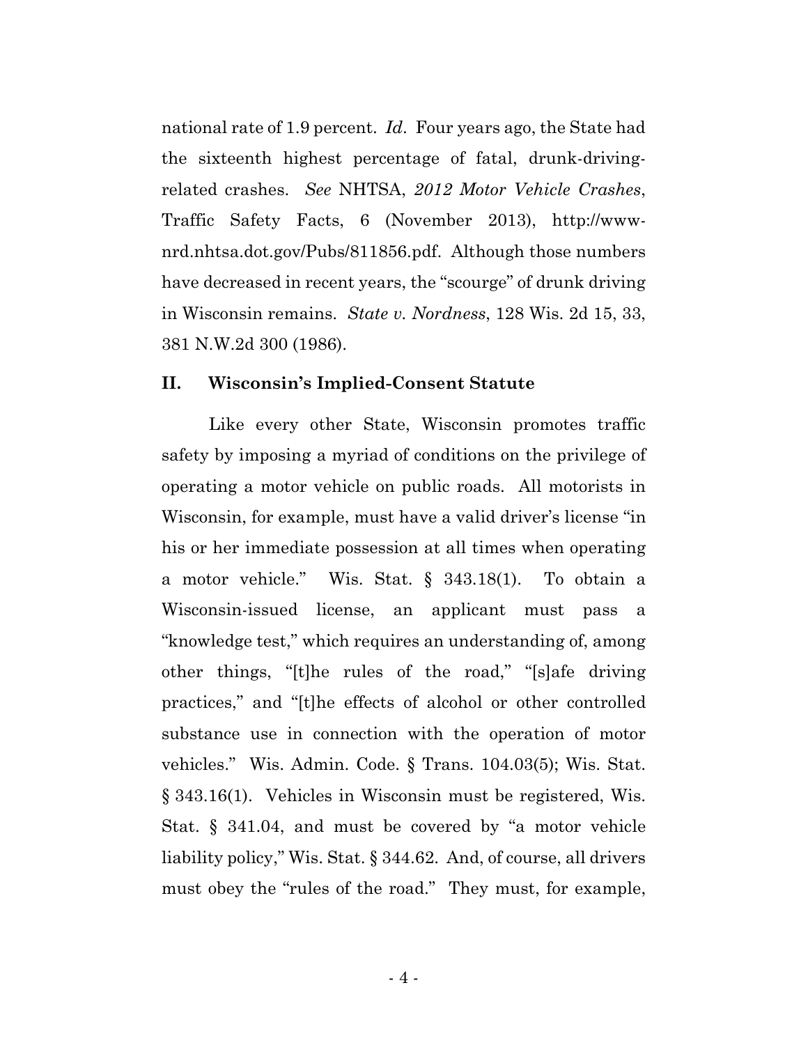national rate of 1.9 percent. *Id*. Four years ago, the State had the sixteenth highest percentage of fatal, drunk-driving-related crashes. *See* NHTSA, *2012 Motor Vehicle Crashes*, Traffic Safety Facts, 6 (November 2013), http://www-nrd.nhtsa.dot.gov/Pubs/811856.pdf. Although those numbers have decreased in recent years, the "scourge" of drunk driving in Wisconsin remains. *State v. Nordness*, 128 Wis. 2d 15, 33, 381 N.W.2d 300 (1986).

## II. Wisconsin's Implied-Consent Statute

Like every other State, Wisconsin promotes traffic safety by imposing a myriad of conditions on the privilege of operating a motor vehicle on public roads. All motorists in Wisconsin, for example, must have a valid driver's license "in his or her immediate possession at all times when operating a motor vehicle." Wis. Stat. § 343.18(1). To obtain a Wisconsin-issued license, an applicant must pass a "knowledge test," which requires an understanding of, among other things, "[t]he rules of the road," "[s]afe driving practices," and "[t]he effects of alcohol or other controlled substance use in connection with the operation of motor vehicles." Wis. Admin. Code. § Trans. 104.03(5); Wis. Stat. § 343.16(1). Vehicles in Wisconsin must be registered, Wis. Stat. § 341.04, and must be covered by "a motor vehicle liability policy," Wis. Stat. § 344.62. And, of course, all drivers must obey the "rules of the road." They must, for example,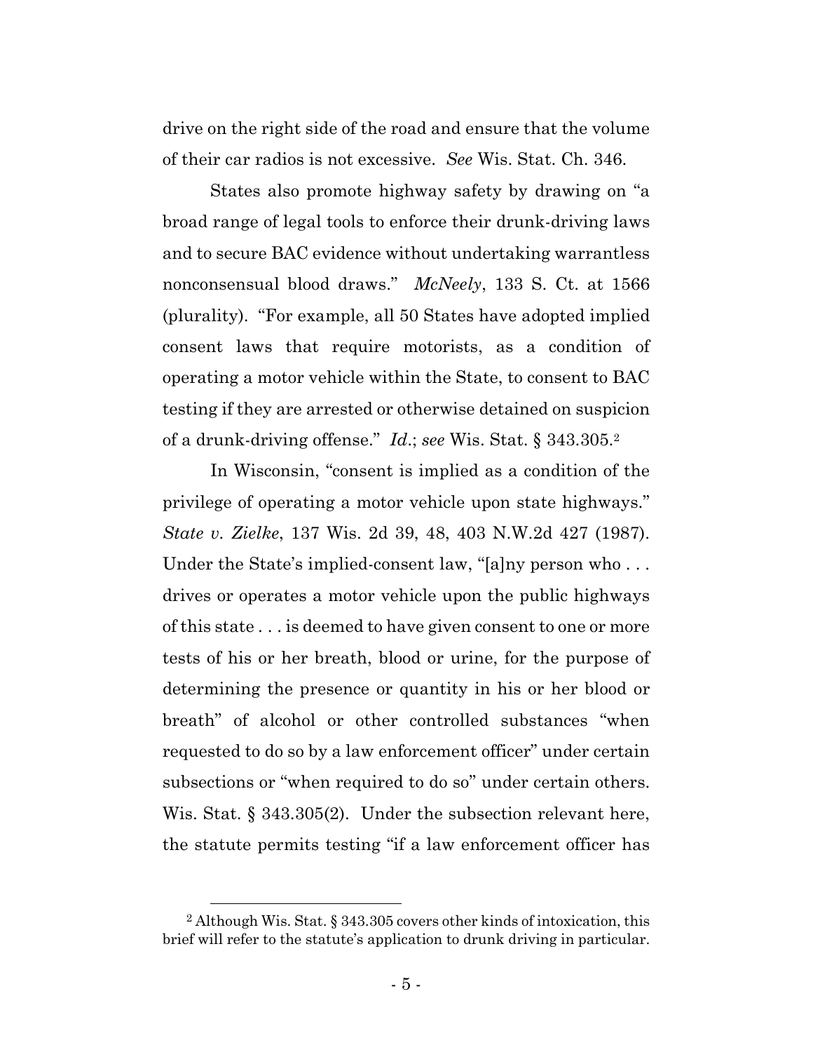drive on the right side of the road and ensure that the volume of their car radios is not excessive. *See* Wis. Stat. Ch. 346.

States also promote highway safety by drawing on "a broad range of legal tools to enforce their drunk-driving laws and to secure BAC evidence without undertaking warrantless nonconsensual blood draws." *McNeely*, 133 S. Ct. at 1566 (plurality). "For example, all 50 States have adopted implied consent laws that require motorists, as a condition of operating a motor vehicle within the State, to consent to BAC testing if they are arrested or otherwise detained on suspicion of a drunk-driving offense." *Id.*; *see* Wis. Stat. § 343.305.[2]

In Wisconsin, "consent is implied as a condition of the privilege of operating a motor vehicle upon state highways." *State v. Zielke*, 137 Wis. 2d 39, 48, 403 N.W.2d 427 (1987). Under the State's implied-consent law, "[a]ny person who . . . drives or operates a motor vehicle upon the public highways of this state . . . is deemed to have given consent to one or more tests of his or her breath, blood or urine, for the purpose of determining the presence or quantity in his or her blood or breath" of alcohol or other controlled substances "when requested to do so by a law enforcement officer" under certain subsections or "when required to do so" under certain others. Wis. Stat. § 343.305(2). Under the subsection relevant here, the statute permits testing "if a law enforcement officer has

[2] Although Wis. Stat. § 343.305 covers other kinds of intoxication, this brief will refer to the statute's application to drunk driving in particular.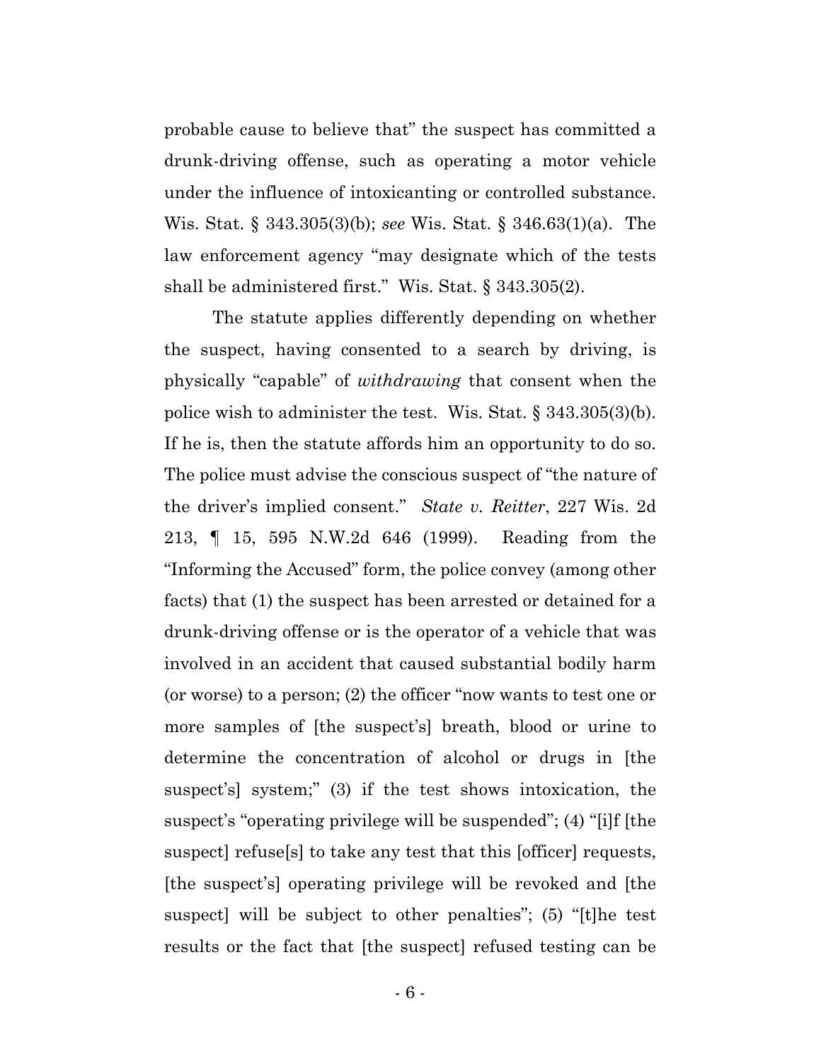probable cause to believe that" the suspect has committed a drunk-driving offense, such as operating a motor vehicle under the influence of intoxicanting or controlled substance. Wis. Stat. § 343.305(3)(b); *see* Wis. Stat. § 346.63(1)(a). The law enforcement agency "may designate which of the tests shall be administered first." Wis. Stat. § 343.305(2).

The statute applies differently depending on whether the suspect, having consented to a search by driving, is physically "capable" of *withdrawing* that consent when the police wish to administer the test. Wis. Stat. § 343.305(3)(b). If he is, then the statute affords him an opportunity to do so. The police must advise the conscious suspect of "the nature of the driver's implied consent." *State v. Reitter*, 227 Wis. 2d 213, ¶ 15, 595 N.W.2d 646 (1999). Reading from the "Informing the Accused" form, the police convey (among other facts) that (1) the suspect has been arrested or detained for a drunk-driving offense or is the operator of a vehicle that was involved in an accident that caused substantial bodily harm (or worse) to a person; (2) the officer "now wants to test one or more samples of [the suspect's] breath, blood or urine to determine the concentration of alcohol or drugs in [the suspect's] system;" (3) if the test shows intoxication, the suspect's "operating privilege will be suspended"; (4) "[i]f [the suspect] refuse[s] to take any test that this [officer] requests, [the suspect's] operating privilege will be revoked and [the suspect] will be subject to other penalties"; (5) "[t]he test results or the fact that [the suspect] refused testing can be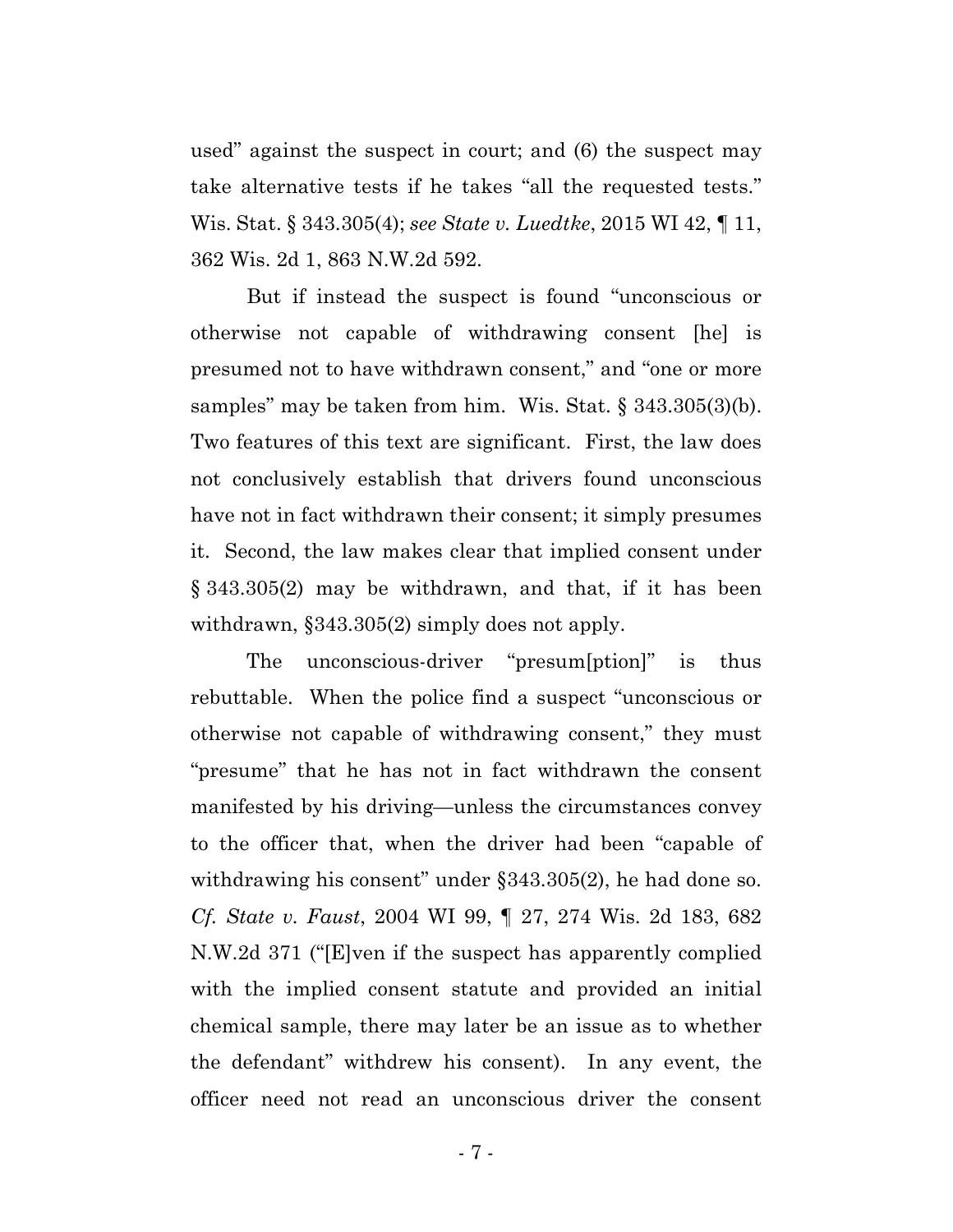used" against the suspect in court; and (6) the suspect may take alternative tests if he takes "all the requested tests." Wis. Stat. § 343.305(4); *see State v. Luedtke*, 2015 WI 42, ¶ 11, 362 Wis. 2d 1, 863 N.W.2d 592.

But if instead the suspect is found "unconscious or otherwise not capable of withdrawing consent [he] is presumed not to have withdrawn consent," and "one or more samples" may be taken from him. Wis. Stat. § 343.305(3)(b). Two features of this text are significant. First, the law does not conclusively establish that drivers found unconscious have not in fact withdrawn their consent; it simply presumes it. Second, the law makes clear that implied consent under § 343.305(2) may be withdrawn, and that, if it has been withdrawn, §343.305(2) simply does not apply.

The unconscious-driver "presum[ption]" is thus rebuttable. When the police find a suspect "unconscious or otherwise not capable of withdrawing consent," they must "presume" that he has not in fact withdrawn the consent manifested by his driving—unless the circumstances convey to the officer that, when the driver had been "capable of withdrawing his consent" under §343.305(2), he had done so. *Cf. State v. Faust*, 2004 WI 99, ¶ 27, 274 Wis. 2d 183, 682 N.W.2d 371 ("[E]ven if the suspect has apparently complied with the implied consent statute and provided an initial chemical sample, there may later be an issue as to whether the defendant" withdrew his consent). In any event, the officer need not read an unconscious driver the consent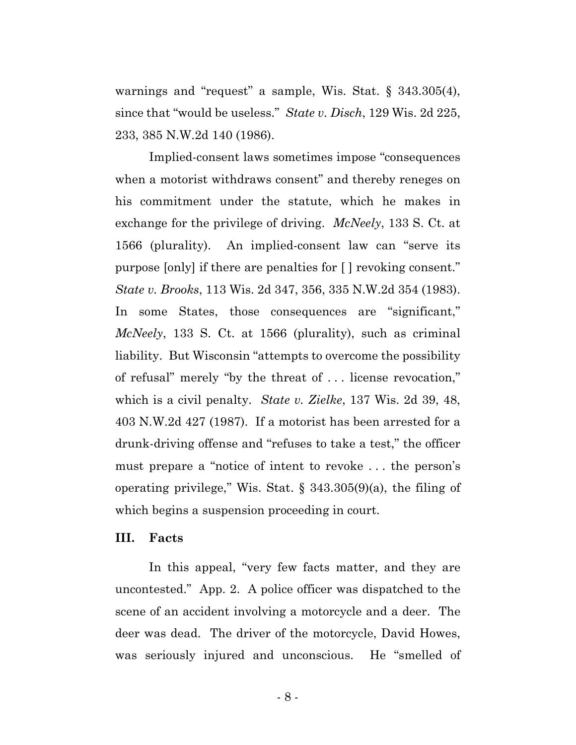warnings and "request" a sample, Wis. Stat. § 343.305(4), since that "would be useless." *State v. Disch*, 129 Wis. 2d 225, 233, 385 N.W.2d 140 (1986).

Implied-consent laws sometimes impose "consequences when a motorist withdraws consent" and thereby reneges on his commitment under the statute, which he makes in exchange for the privilege of driving. *McNeely*, 133 S. Ct. at 1566 (plurality). An implied-consent law can "serve its purpose [only] if there are penalties for [ ] revoking consent." *State v. Brooks*, 113 Wis. 2d 347, 356, 335 N.W.2d 354 (1983). In some States, those consequences are "significant," *McNeely*, 133 S. Ct. at 1566 (plurality), such as criminal liability. But Wisconsin "attempts to overcome the possibility of refusal" merely "by the threat of . . . license revocation," which is a civil penalty. *State v. Zielke*, 137 Wis. 2d 39, 48, 403 N.W.2d 427 (1987). If a motorist has been arrested for a drunk-driving offense and "refuses to take a test," the officer must prepare a "notice of intent to revoke . . . the person's operating privilege," Wis. Stat. § 343.305(9)(a), the filing of which begins a suspension proceeding in court.

## III. Facts

In this appeal, "very few facts matter, and they are uncontested." App. 2. A police officer was dispatched to the scene of an accident involving a motorcycle and a deer. The deer was dead. The driver of the motorcycle, David Howes, was seriously injured and unconscious. He "smelled of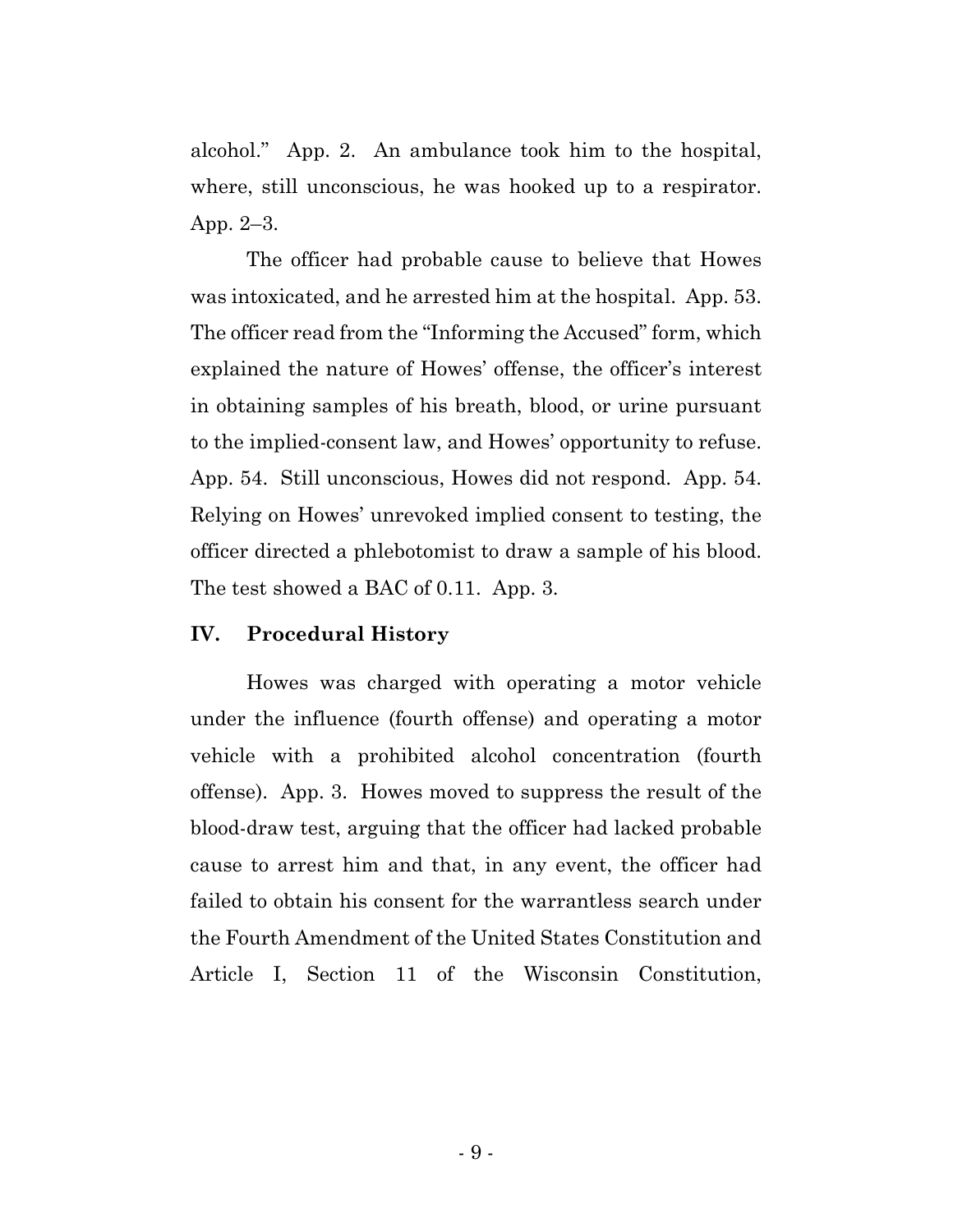alcohol." App. 2. An ambulance took him to the hospital, where, still unconscious, he was hooked up to a respirator. App. 2–3.

The officer had probable cause to believe that Howes was intoxicated, and he arrested him at the hospital. App. 53. The officer read from the "Informing the Accused" form, which explained the nature of Howes' offense, the officer's interest in obtaining samples of his breath, blood, or urine pursuant to the implied-consent law, and Howes' opportunity to refuse. App. 54. Still unconscious, Howes did not respond. App. 54. Relying on Howes' unrevoked implied consent to testing, the officer directed a phlebotomist to draw a sample of his blood. The test showed a BAC of 0.11. App. 3.

## IV. Procedural History

Howes was charged with operating a motor vehicle under the influence (fourth offense) and operating a motor vehicle with a prohibited alcohol concentration (fourth offense). App. 3. Howes moved to suppress the result of the blood-draw test, arguing that the officer had lacked probable cause to arrest him and that, in any event, the officer had failed to obtain his consent for the warrantless search under the Fourth Amendment of the United States Constitution and Article I, Section 11 of the Wisconsin Constitution,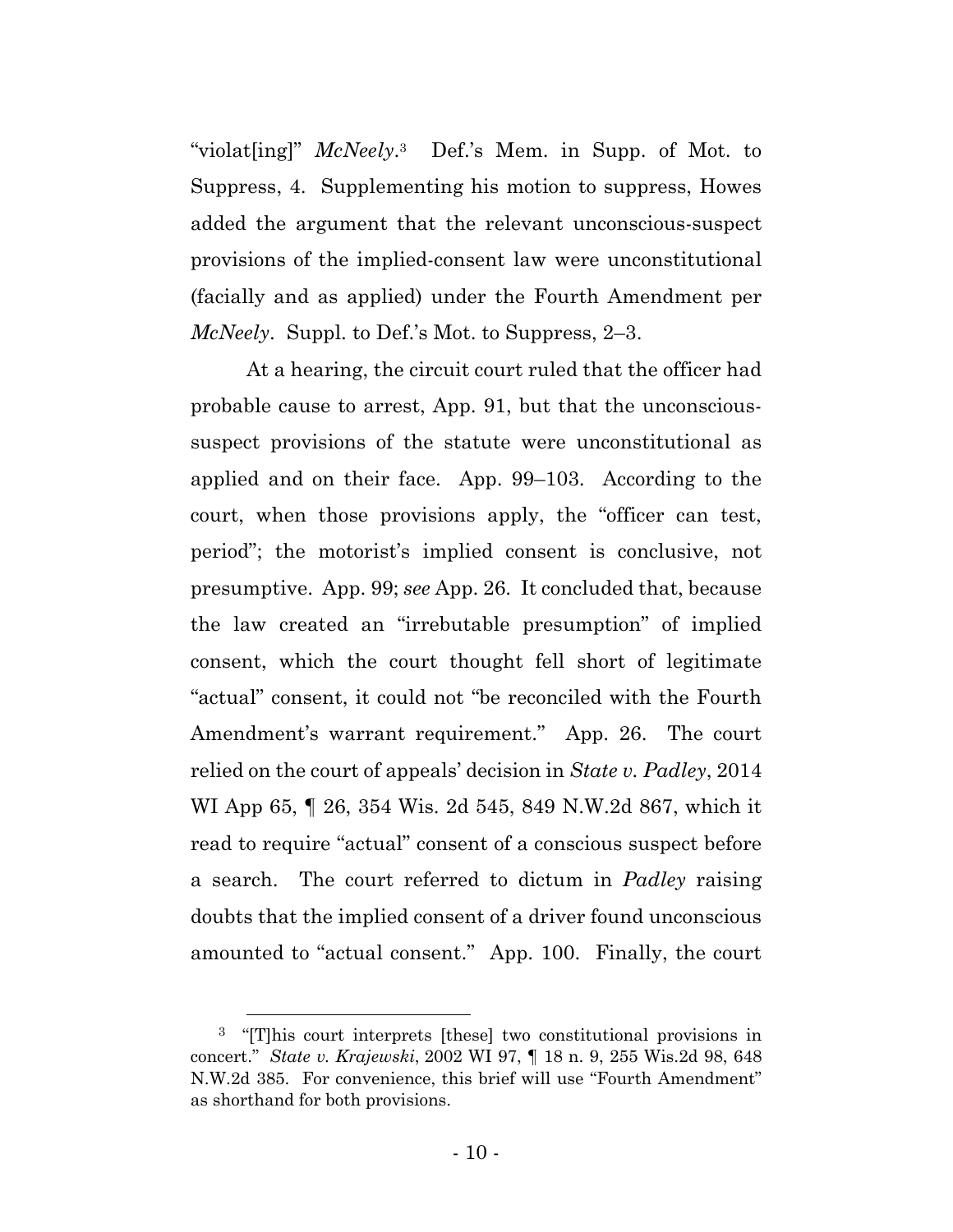"violat[ing]" *McNeely*.[3] Def.'s Mem. in Supp. of Mot. to Suppress, 4. Supplementing his motion to suppress, Howes added the argument that the relevant unconscious-suspect provisions of the implied-consent law were unconstitutional (facially and as applied) under the Fourth Amendment per *McNeely*. Suppl. to Def.'s Mot. to Suppress, 2–3.

At a hearing, the circuit court ruled that the officer had probable cause to arrest, App. 91, but that the unconscious-suspect provisions of the statute were unconstitutional as applied and on their face. App. 99–103. According to the court, when those provisions apply, the "officer can test, period"; the motorist's implied consent is conclusive, not presumptive. App. 99; *see* App. 26. It concluded that, because the law created an "irrebutable presumption" of implied consent, which the court thought fell short of legitimate "actual" consent, it could not "be reconciled with the Fourth Amendment's warrant requirement." App. 26. The court relied on the court of appeals' decision in *State v. Padley*, 2014 WI App 65, ¶ 26, 354 Wis. 2d 545, 849 N.W.2d 867, which it read to require "actual" consent of a conscious suspect before a search. The court referred to dictum in *Padley* raising doubts that the implied consent of a driver found unconscious amounted to "actual consent." App. 100. Finally, the court

[3] "[T]his court interprets [these] two constitutional provisions in concert." *State v. Krajewski*, 2002 WI 97, ¶ 18 n. 9, 255 Wis.2d 98, 648 N.W.2d 385. For convenience, this brief will use "Fourth Amendment" as shorthand for both provisions.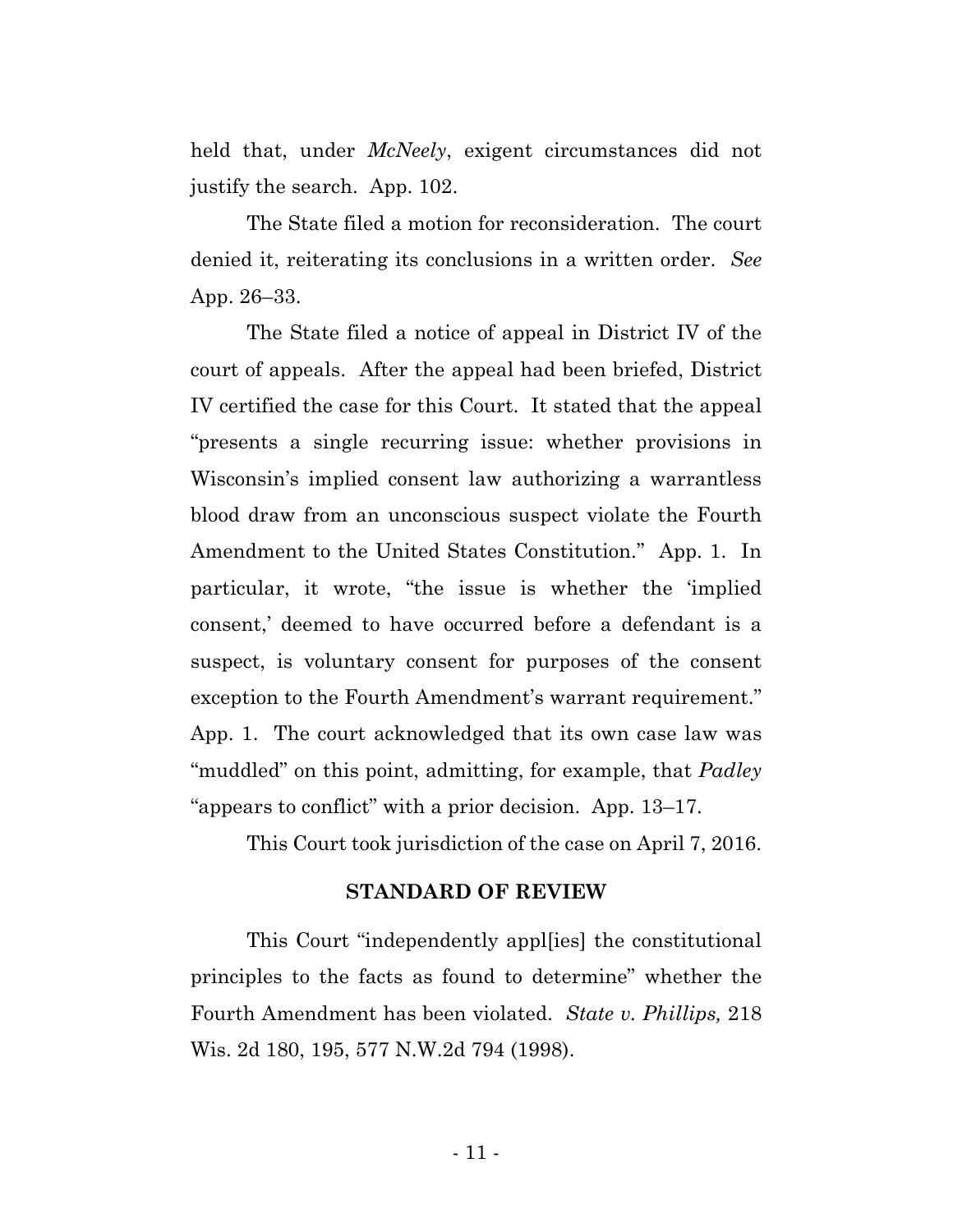held that, under *McNeely*, exigent circumstances did not justify the search. App. 102.

The State filed a motion for reconsideration. The court denied it, reiterating its conclusions in a written order. *See* App. 26–33.

The State filed a notice of appeal in District IV of the court of appeals. After the appeal had been briefed, District IV certified the case for this Court. It stated that the appeal "presents a single recurring issue: whether provisions in Wisconsin's implied consent law authorizing a warrantless blood draw from an unconscious suspect violate the Fourth Amendment to the United States Constitution." App. 1. In particular, it wrote, "the issue is whether the 'implied consent,' deemed to have occurred before a defendant is a suspect, is voluntary consent for purposes of the consent exception to the Fourth Amendment's warrant requirement." App. 1. The court acknowledged that its own case law was "muddled" on this point, admitting, for example, that *Padley* "appears to conflict" with a prior decision. App. 13–17.

This Court took jurisdiction of the case on April 7, 2016.

## STANDARD OF REVIEW

This Court "independently appl[ies] the constitutional principles to the facts as found to determine" whether the Fourth Amendment has been violated. *State v. Phillips,* 218 Wis. 2d 180, 195, 577 N.W.2d 794 (1998).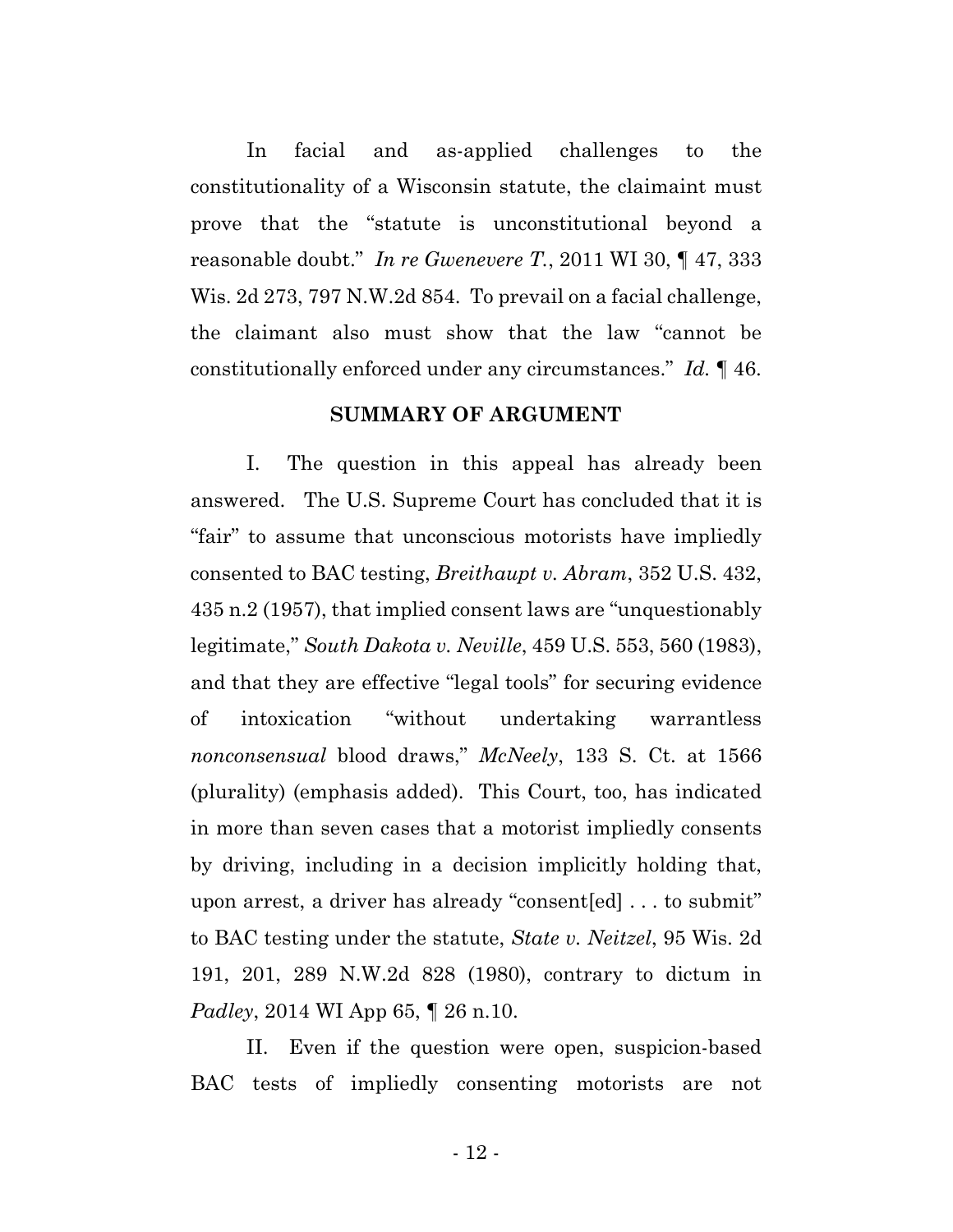In facial and as-applied challenges to the constitutionality of a Wisconsin statute, the claimaint must prove that the "statute is unconstitutional beyond a reasonable doubt." *In re Gwenevere T.*, 2011 WI 30, ¶ 47, 333 Wis. 2d 273, 797 N.W.2d 854. To prevail on a facial challenge, the claimant also must show that the law "cannot be constitutionally enforced under any circumstances." *Id.* ¶ 46.

## SUMMARY OF ARGUMENT

I. The question in this appeal has already been answered. The U.S. Supreme Court has concluded that it is "fair" to assume that unconscious motorists have impliedly consented to BAC testing, *Breithaupt v. Abram*, 352 U.S. 432, 435 n.2 (1957), that implied consent laws are "unquestionably legitimate," *South Dakota v. Neville*, 459 U.S. 553, 560 (1983), and that they are effective "legal tools" for securing evidence of intoxication "without undertaking warrantless *nonconsensual* blood draws," *McNeely*, 133 S. Ct. at 1566 (plurality) (emphasis added). This Court, too, has indicated in more than seven cases that a motorist impliedly consents by driving, including in a decision implicitly holding that, upon arrest, a driver has already "consent[ed] . . . to submit" to BAC testing under the statute, *State v. Neitzel*, 95 Wis. 2d 191, 201, 289 N.W.2d 828 (1980), contrary to dictum in *Padley*, 2014 WI App 65, ¶ 26 n.10.

II. Even if the question were open, suspicion-based BAC tests of impliedly consenting motorists are not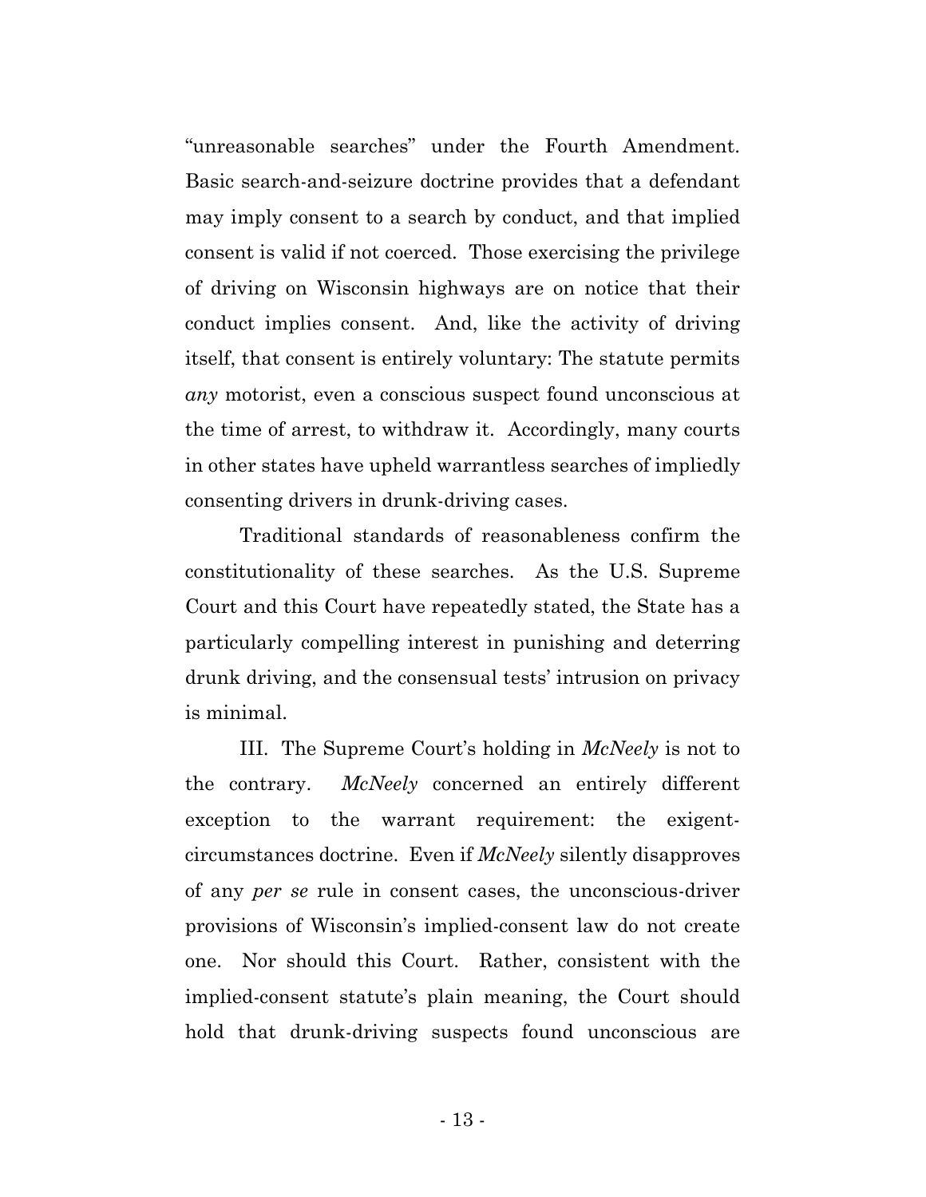"unreasonable searches" under the Fourth Amendment. Basic search-and-seizure doctrine provides that a defendant may imply consent to a search by conduct, and that implied consent is valid if not coerced. Those exercising the privilege of driving on Wisconsin highways are on notice that their conduct implies consent. And, like the activity of driving itself, that consent is entirely voluntary: The statute permits *any* motorist, even a conscious suspect found unconscious at the time of arrest, to withdraw it. Accordingly, many courts in other states have upheld warrantless searches of impliedly consenting drivers in drunk-driving cases.

Traditional standards of reasonableness confirm the constitutionality of these searches. As the U.S. Supreme Court and this Court have repeatedly stated, the State has a particularly compelling interest in punishing and deterring drunk driving, and the consensual tests' intrusion on privacy is minimal.

III. The Supreme Court's holding in *McNeely* is not to the contrary. *McNeely* concerned an entirely different exception to the warrant requirement: the exigent-circumstances doctrine. Even if *McNeely* silently disapproves of any *per se* rule in consent cases, the unconscious-driver provisions of Wisconsin's implied-consent law do not create one. Nor should this Court. Rather, consistent with the implied-consent statute's plain meaning, the Court should hold that drunk-driving suspects found unconscious are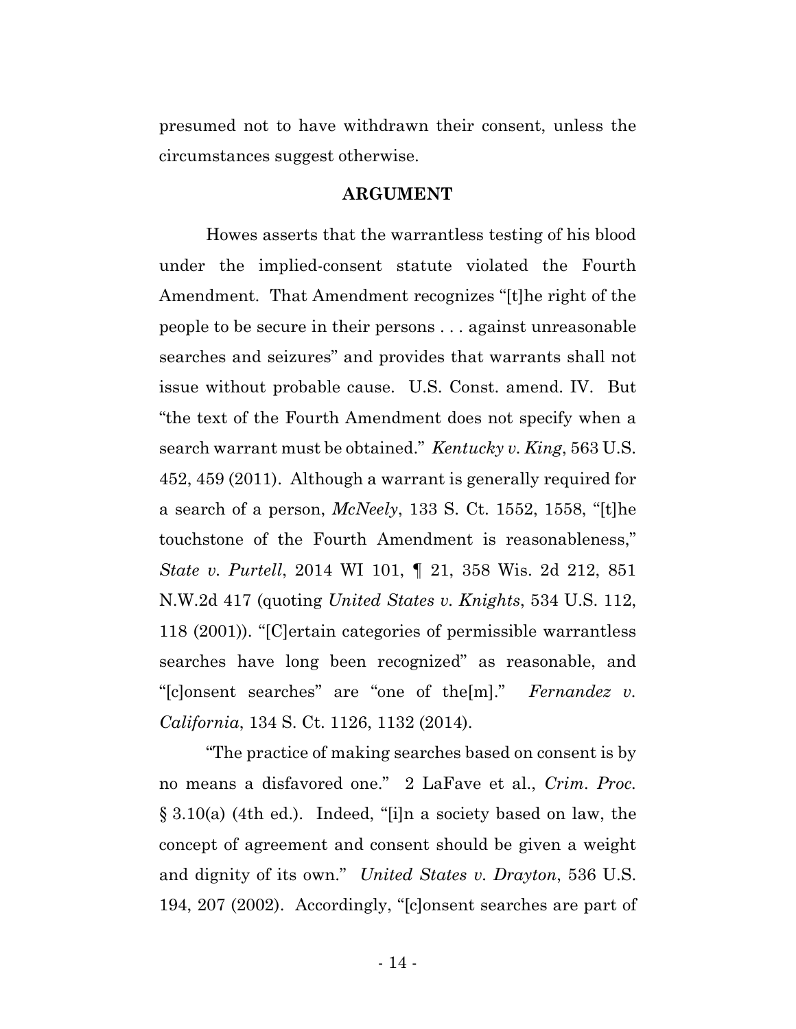presumed not to have withdrawn their consent, unless the circumstances suggest otherwise.

## ARGUMENT

Howes asserts that the warrantless testing of his blood under the implied-consent statute violated the Fourth Amendment. That Amendment recognizes "[t]he right of the people to be secure in their persons . . . against unreasonable searches and seizures" and provides that warrants shall not issue without probable cause. U.S. Const. amend. IV. But "the text of the Fourth Amendment does not specify when a search warrant must be obtained." *Kentucky v. King*, 563 U.S. 452, 459 (2011). Although a warrant is generally required for a search of a person, *McNeely*, 133 S. Ct. 1552, 1558, "[t]he touchstone of the Fourth Amendment is reasonableness," *State v. Purtell*, 2014 WI 101, ¶ 21, 358 Wis. 2d 212, 851 N.W.2d 417 (quoting *United States v. Knights*, 534 U.S. 112, 118 (2001)). "[C]ertain categories of permissible warrantless searches have long been recognized" as reasonable, and "[c]onsent searches" are "one of the[m]." *Fernandez v. California*, 134 S. Ct. 1126, 1132 (2014).

"The practice of making searches based on consent is by no means a disfavored one." 2 LaFave et al., *Crim. Proc.* § 3.10(a) (4th ed.). Indeed, "[i]n a society based on law, the concept of agreement and consent should be given a weight and dignity of its own." *United States v. Drayton*, 536 U.S. 194, 207 (2002). Accordingly, "[c]onsent searches are part of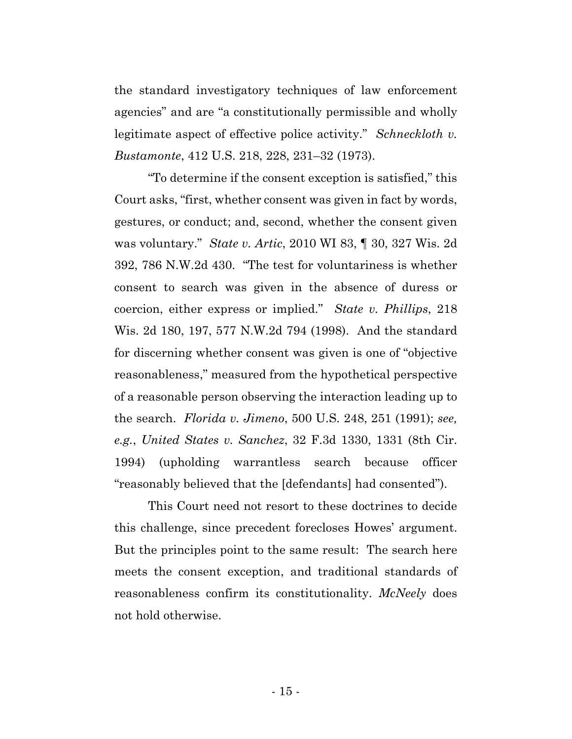the standard investigatory techniques of law enforcement agencies" and are "a constitutionally permissible and wholly legitimate aspect of effective police activity." *Schneckloth v. Bustamonte*, 412 U.S. 218, 228, 231–32 (1973).

"To determine if the consent exception is satisfied," this Court asks, "first, whether consent was given in fact by words, gestures, or conduct; and, second, whether the consent given was voluntary." *State v. Artic*, 2010 WI 83, ¶ 30, 327 Wis. 2d 392, 786 N.W.2d 430. "The test for voluntariness is whether consent to search was given in the absence of duress or coercion, either express or implied." *State v. Phillips*, 218 Wis. 2d 180, 197, 577 N.W.2d 794 (1998). And the standard for discerning whether consent was given is one of "objective reasonableness," measured from the hypothetical perspective of a reasonable person observing the interaction leading up to the search. *Florida v. Jimeno*, 500 U.S. 248, 251 (1991); *see, e.g.*, *United States v. Sanchez*, 32 F.3d 1330, 1331 (8th Cir. 1994) (upholding warrantless search because officer "reasonably believed that the [defendants] had consented").

This Court need not resort to these doctrines to decide this challenge, since precedent forecloses Howes' argument. But the principles point to the same result: The search here meets the consent exception, and traditional standards of reasonableness confirm its constitutionality. *McNeely* does not hold otherwise.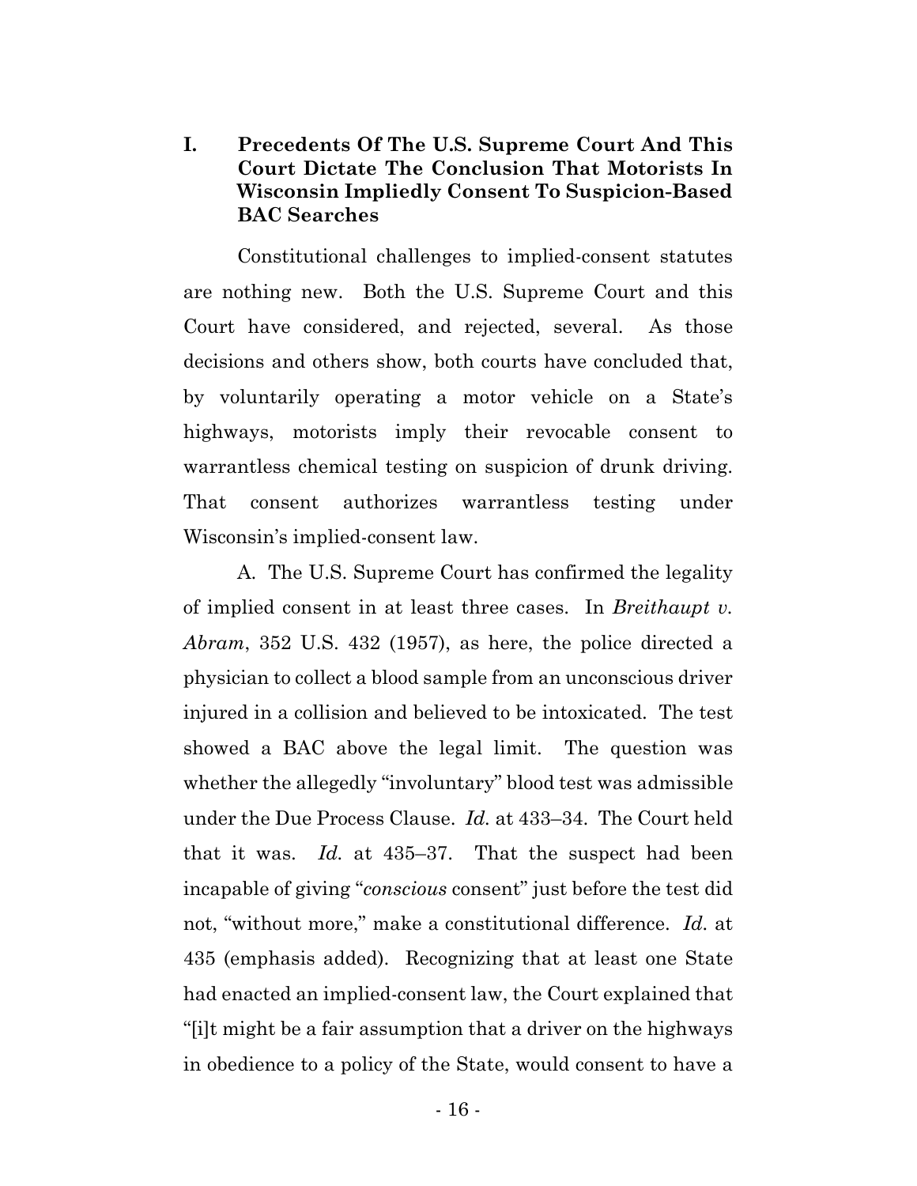## I. Precedents Of The U.S. Supreme Court And This Court Dictate The Conclusion That Motorists In Wisconsin Impliedly Consent To Suspicion-Based BAC Searches

Constitutional challenges to implied-consent statutes are nothing new. Both the U.S. Supreme Court and this Court have considered, and rejected, several. As those decisions and others show, both courts have concluded that, by voluntarily operating a motor vehicle on a State's highways, motorists imply their revocable consent to warrantless chemical testing on suspicion of drunk driving. That consent authorizes warrantless testing under Wisconsin's implied-consent law.

A. The U.S. Supreme Court has confirmed the legality of implied consent in at least three cases. In *Breithaupt v. Abram*, 352 U.S. 432 (1957), as here, the police directed a physician to collect a blood sample from an unconscious driver injured in a collision and believed to be intoxicated. The test showed a BAC above the legal limit. The question was whether the allegedly "involuntary" blood test was admissible under the Due Process Clause. *Id.* at 433–34. The Court held that it was. *Id.* at 435–37. That the suspect had been incapable of giving "*conscious* consent" just before the test did not, "without more," make a constitutional difference. *Id.* at 435 (emphasis added). Recognizing that at least one State had enacted an implied-consent law, the Court explained that "[i]t might be a fair assumption that a driver on the highways in obedience to a policy of the State, would consent to have a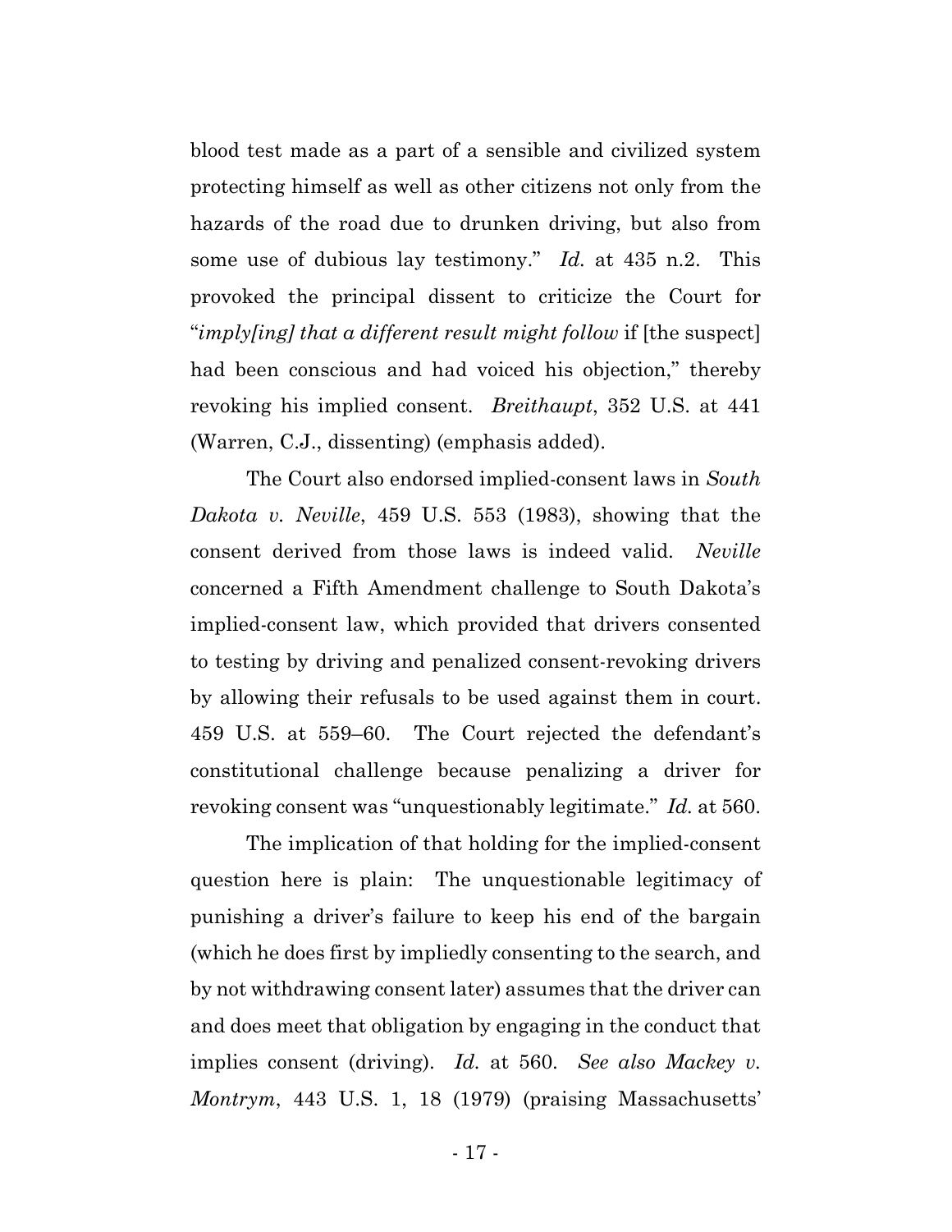blood test made as a part of a sensible and civilized system protecting himself as well as other citizens not only from the hazards of the road due to drunken driving, but also from some use of dubious lay testimony." *Id.* at 435 n.2. This provoked the principal dissent to criticize the Court for "*imply[ing] that a different result might follow* if [the suspect] had been conscious and had voiced his objection," thereby revoking his implied consent. *Breithaupt*, 352 U.S. at 441 (Warren, C.J., dissenting) (emphasis added).

The Court also endorsed implied-consent laws in *South Dakota v. Neville*, 459 U.S. 553 (1983), showing that the consent derived from those laws is indeed valid. *Neville* concerned a Fifth Amendment challenge to South Dakota's implied-consent law, which provided that drivers consented to testing by driving and penalized consent-revoking drivers by allowing their refusals to be used against them in court. 459 U.S. at 559–60. The Court rejected the defendant's constitutional challenge because penalizing a driver for revoking consent was "unquestionably legitimate." *Id.* at 560.

The implication of that holding for the implied-consent question here is plain: The unquestionable legitimacy of punishing a driver's failure to keep his end of the bargain (which he does first by impliedly consenting to the search, and by not withdrawing consent later) assumes that the driver can and does meet that obligation by engaging in the conduct that implies consent (driving). *Id.* at 560. *See also Mackey v. Montrym*, 443 U.S. 1, 18 (1979) (praising Massachusetts'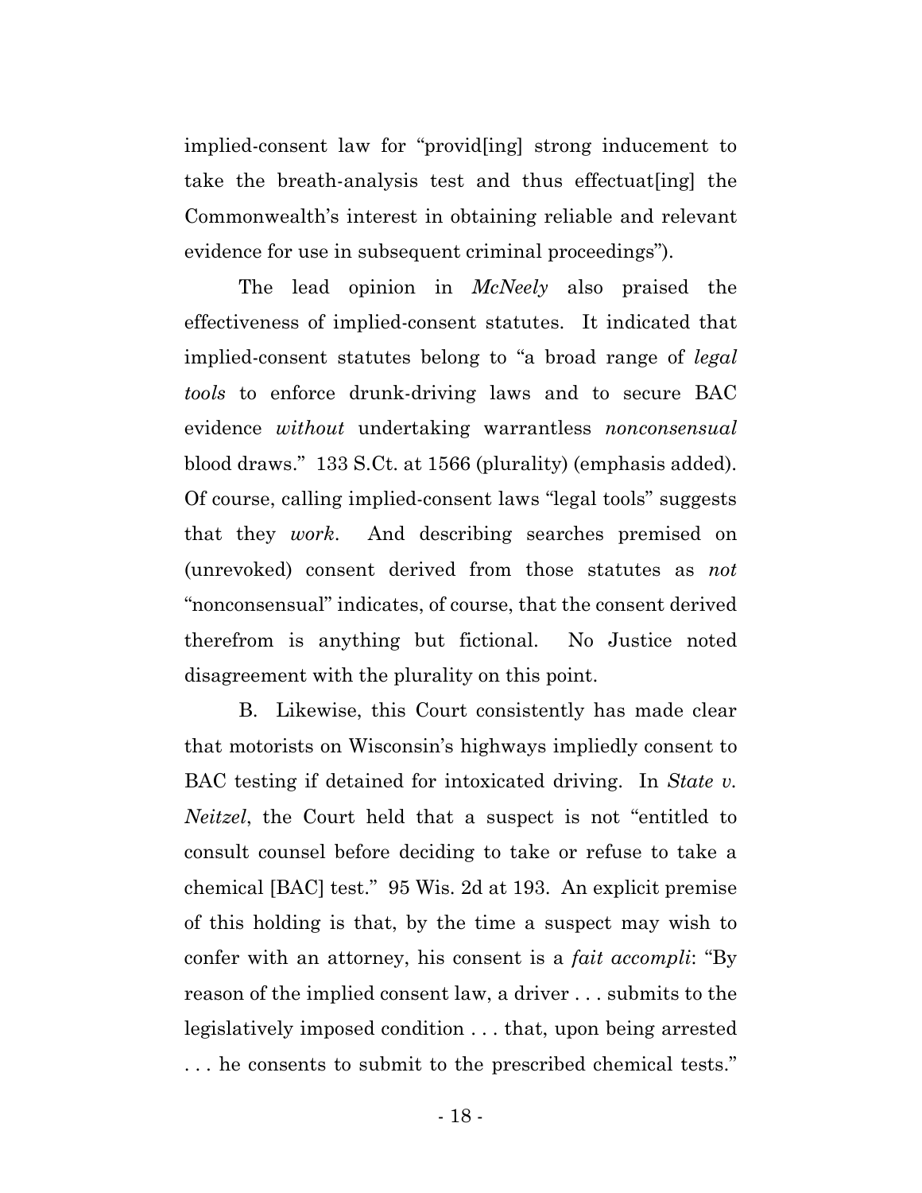implied-consent law for "provid[ing] strong inducement to take the breath-analysis test and thus effectuat[ing] the Commonwealth's interest in obtaining reliable and relevant evidence for use in subsequent criminal proceedings").

The lead opinion in *McNeely* also praised the effectiveness of implied-consent statutes. It indicated that implied-consent statutes belong to "a broad range of *legal tools* to enforce drunk-driving laws and to secure BAC evidence *without* undertaking warrantless *nonconsensual* blood draws." 133 S.Ct. at 1566 (plurality) (emphasis added). Of course, calling implied-consent laws "legal tools" suggests that they *work*. And describing searches premised on (unrevoked) consent derived from those statutes as *not* "nonconsensual" indicates, of course, that the consent derived therefrom is anything but fictional. No Justice noted disagreement with the plurality on this point.

B. Likewise, this Court consistently has made clear that motorists on Wisconsin's highways impliedly consent to BAC testing if detained for intoxicated driving. In *State v. Neitzel*, the Court held that a suspect is not "entitled to consult counsel before deciding to take or refuse to take a chemical [BAC] test." 95 Wis. 2d at 193. An explicit premise of this holding is that, by the time a suspect may wish to confer with an attorney, his consent is a *fait accompli*: "By reason of the implied consent law, a driver . . . submits to the legislatively imposed condition . . . that, upon being arrested . . . he consents to submit to the prescribed chemical tests."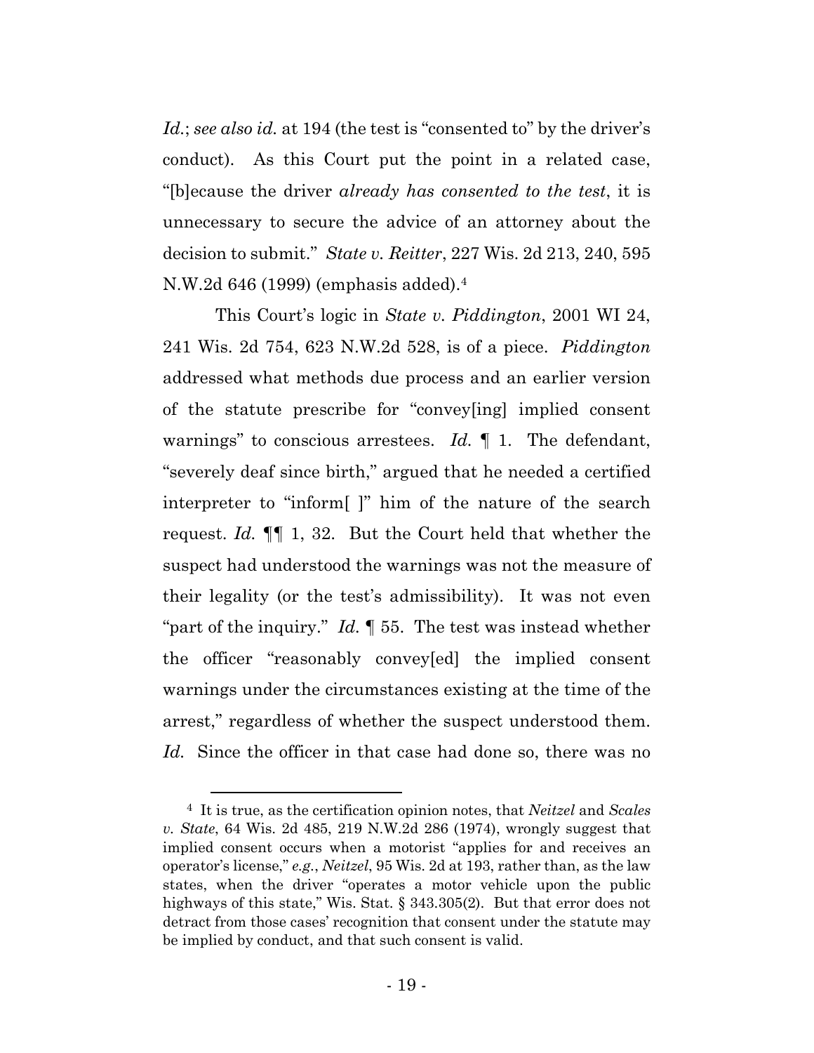*Id.*; *see also id.* at 194 (the test is "consented to" by the driver's conduct). As this Court put the point in a related case, "[b]ecause the driver *already has consented to the test*, it is unnecessary to secure the advice of an attorney about the decision to submit." *State v. Reitter*, 227 Wis. 2d 213, 240, 595 N.W.2d 646 (1999) (emphasis added).[4]

This Court's logic in *State v. Piddington*, 2001 WI 24, 241 Wis. 2d 754, 623 N.W.2d 528, is of a piece. *Piddington* addressed what methods due process and an earlier version of the statute prescribe for "convey[ing] implied consent warnings" to conscious arrestees. *Id.* ¶ 1. The defendant, "severely deaf since birth," argued that he needed a certified interpreter to "inform[ ]" him of the nature of the search request. *Id.* ¶¶ 1, 32. But the Court held that whether the suspect had understood the warnings was not the measure of their legality (or the test's admissibility). It was not even "part of the inquiry." *Id.* ¶ 55. The test was instead whether the officer "reasonably convey[ed] the implied consent warnings under the circumstances existing at the time of the arrest," regardless of whether the suspect understood them. *Id.* Since the officer in that case had done so, there was no

[4] It is true, as the certification opinion notes, that *Neitzel* and *Scales v. State*, 64 Wis. 2d 485, 219 N.W.2d 286 (1974), wrongly suggest that implied consent occurs when a motorist "applies for and receives an operator's license," *e.g.*, *Neitzel*, 95 Wis. 2d at 193, rather than, as the law states, when the driver "operates a motor vehicle upon the public highways of this state," Wis. Stat. § 343.305(2). But that error does not detract from those cases' recognition that consent under the statute may be implied by conduct, and that such consent is valid.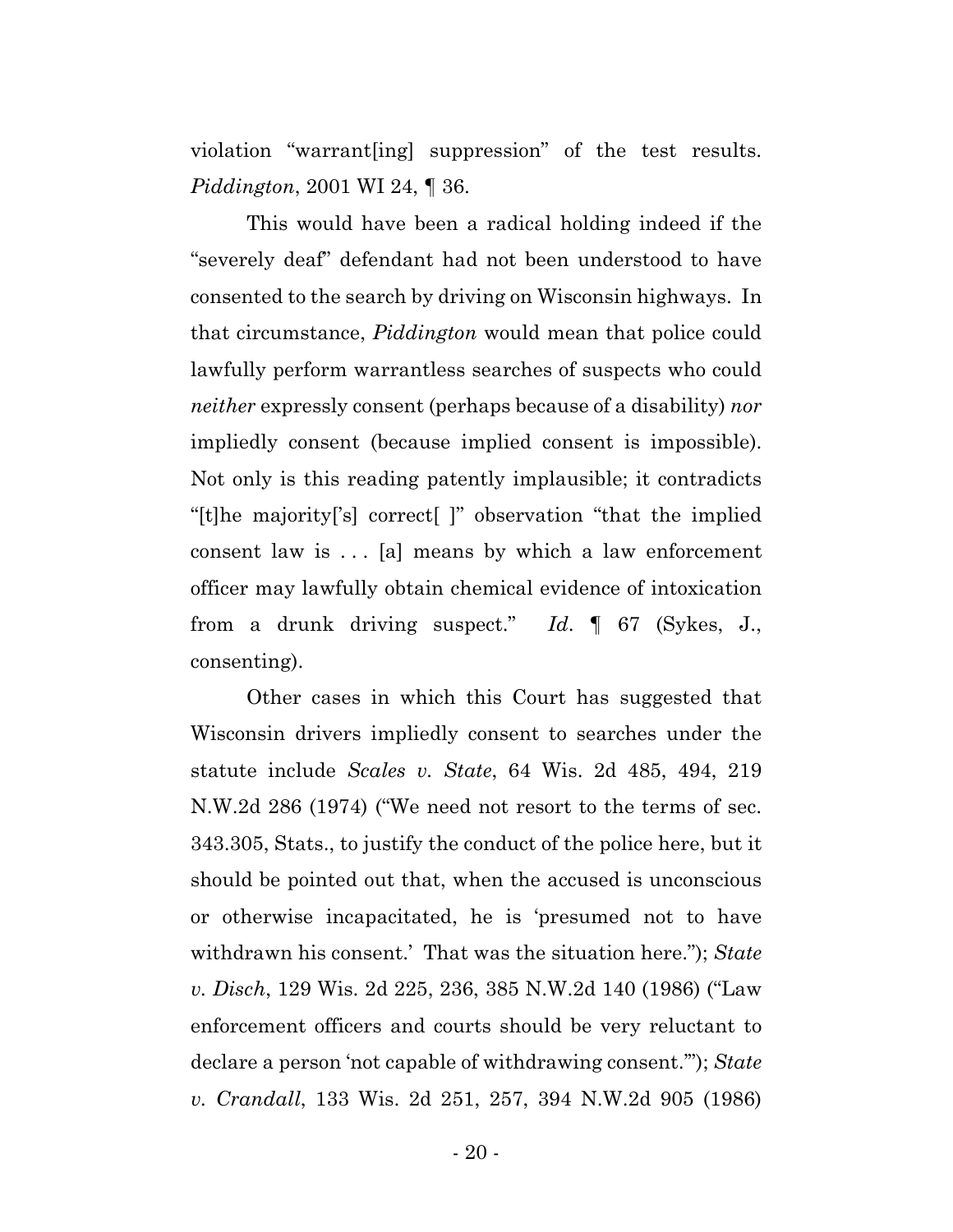violation "warrant[ing] suppression" of the test results. *Piddington*, 2001 WI 24, ¶ 36.

This would have been a radical holding indeed if the "severely deaf" defendant had not been understood to have consented to the search by driving on Wisconsin highways. In that circumstance, *Piddington* would mean that police could lawfully perform warrantless searches of suspects who could *neither* expressly consent (perhaps because of a disability) *nor* impliedly consent (because implied consent is impossible). Not only is this reading patently implausible; it contradicts "[t]he majority['s] correct[ ]" observation "that the implied consent law is . . . [a] means by which a law enforcement officer may lawfully obtain chemical evidence of intoxication from a drunk driving suspect." *Id*. ¶ 67 (Sykes, J., consenting).

Other cases in which this Court has suggested that Wisconsin drivers impliedly consent to searches under the statute include *Scales v. State*, 64 Wis. 2d 485, 494, 219 N.W.2d 286 (1974) ("We need not resort to the terms of sec. 343.305, Stats., to justify the conduct of the police here, but it should be pointed out that, when the accused is unconscious or otherwise incapacitated, he is 'presumed not to have withdrawn his consent.' That was the situation here."); *State v. Disch*, 129 Wis. 2d 225, 236, 385 N.W.2d 140 (1986) ("Law enforcement officers and courts should be very reluctant to declare a person 'not capable of withdrawing consent.'"); *State v. Crandall*, 133 Wis. 2d 251, 257, 394 N.W.2d 905 (1986)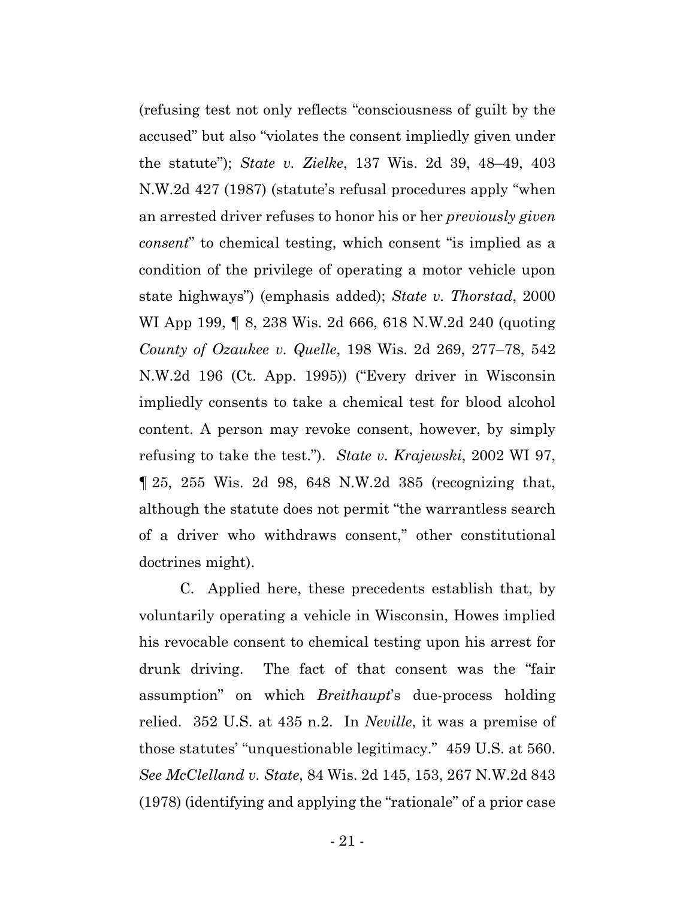(refusing test not only reflects "consciousness of guilt by the accused" but also "violates the consent impliedly given under the statute"); *State v. Zielke*, 137 Wis. 2d 39, 48–49, 403 N.W.2d 427 (1987) (statute's refusal procedures apply "when an arrested driver refuses to honor his or her *previously given consent*" to chemical testing, which consent "is implied as a condition of the privilege of operating a motor vehicle upon state highways") (emphasis added); *State v. Thorstad*, 2000 WI App 199, ¶ 8, 238 Wis. 2d 666, 618 N.W.2d 240 (quoting *County of Ozaukee v. Quelle*, 198 Wis. 2d 269, 277–78, 542 N.W.2d 196 (Ct. App. 1995)) ("Every driver in Wisconsin impliedly consents to take a chemical test for blood alcohol content. A person may revoke consent, however, by simply refusing to take the test."). *State v. Krajewski*, 2002 WI 97, ¶ 25, 255 Wis. 2d 98, 648 N.W.2d 385 (recognizing that, although the statute does not permit "the warrantless search of a driver who withdraws consent," other constitutional doctrines might).

C. Applied here, these precedents establish that, by voluntarily operating a vehicle in Wisconsin, Howes implied his revocable consent to chemical testing upon his arrest for drunk driving. The fact of that consent was the "fair assumption" on which *Breithaupt*'s due-process holding relied. 352 U.S. at 435 n.2. In *Neville*, it was a premise of those statutes' "unquestionable legitimacy." 459 U.S. at 560. *See McClelland v. State*, 84 Wis. 2d 145, 153, 267 N.W.2d 843 (1978) (identifying and applying the "rationale" of a prior case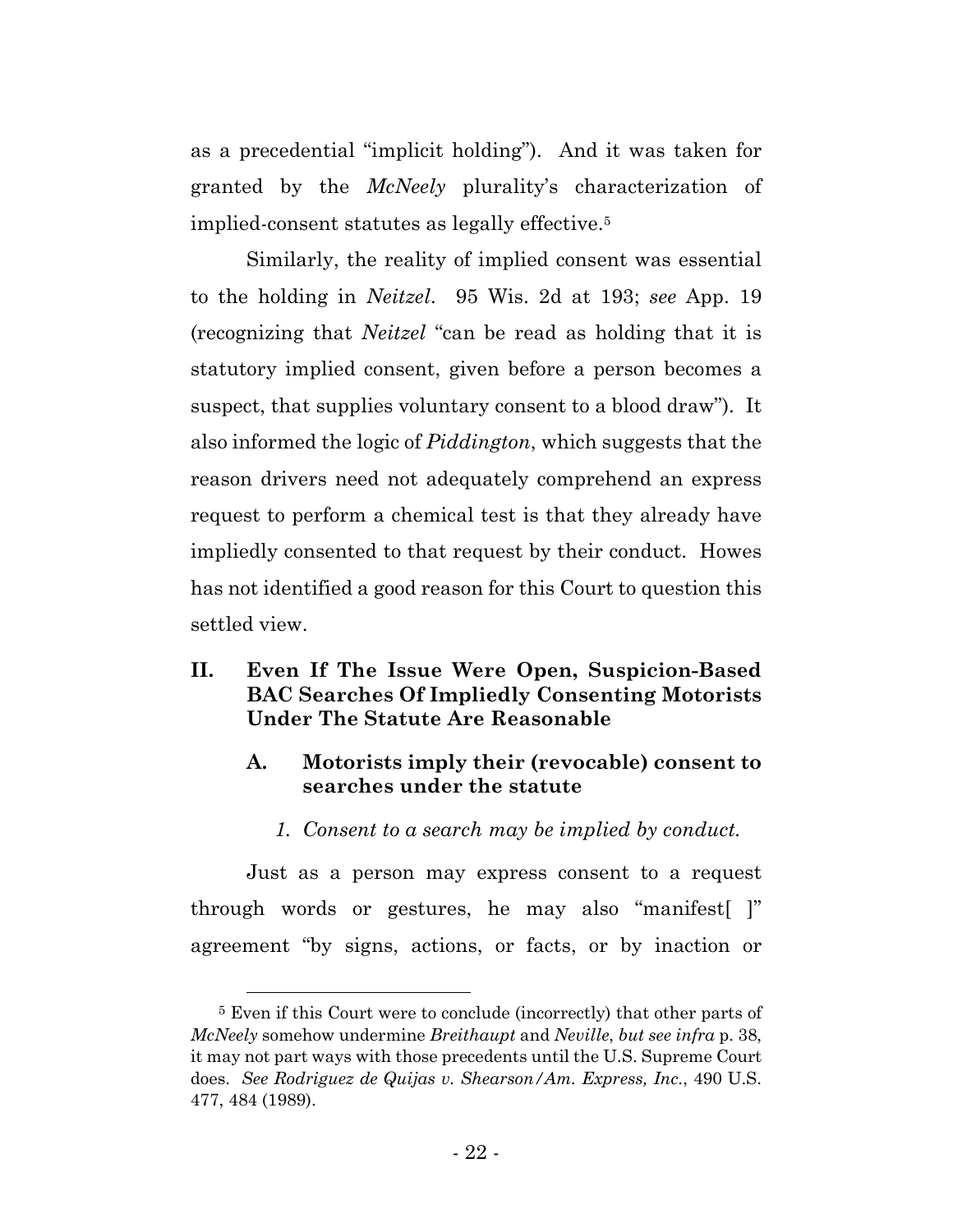as a precedential "implicit holding"). And it was taken for granted by the *McNeely* plurality's characterization of implied-consent statutes as legally effective.[5]

Similarly, the reality of implied consent was essential to the holding in *Neitzel*. 95 Wis. 2d at 193; *see* App. 19 (recognizing that *Neitzel* "can be read as holding that it is statutory implied consent, given before a person becomes a suspect, that supplies voluntary consent to a blood draw"). It also informed the logic of *Piddington*, which suggests that the reason drivers need not adequately comprehend an express request to perform a chemical test is that they already have impliedly consented to that request by their conduct. Howes has not identified a good reason for this Court to question this settled view.

## II. Even If The Issue Were Open, Suspicion-Based BAC Searches Of Impliedly Consenting Motorists Under The Statute Are Reasonable

### A. Motorists imply their (revocable) consent to searches under the statute

#### *1. Consent to a search may be implied by conduct.*

Just as a person may express consent to a request through words or gestures, he may also "manifest[ ]" agreement "by signs, actions, or facts, or by inaction or

---

[5] Even if this Court were to conclude (incorrectly) that other parts of *McNeely* somehow undermine *Breithaupt* and *Neville*, *but see infra* p. 38, it may not part ways with those precedents until the U.S. Supreme Court does. *See Rodriguez de Quijas v. Shearson/Am. Express, Inc.*, 490 U.S. 477, 484 (1989).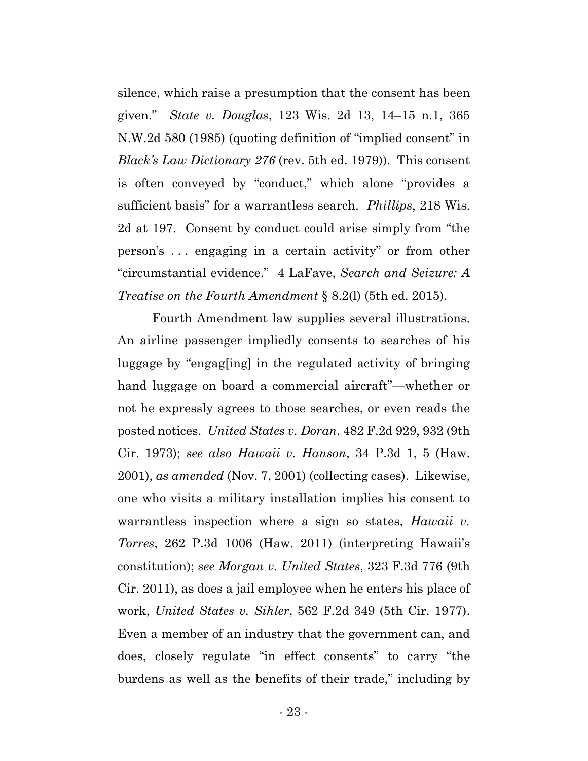silence, which raise a presumption that the consent has been given." *State v. Douglas*, 123 Wis. 2d 13, 14–15 n.1, 365 N.W.2d 580 (1985) (quoting definition of "implied consent" in *Black's Law Dictionary 276* (rev. 5th ed. 1979)). This consent is often conveyed by "conduct," which alone "provides a sufficient basis" for a warrantless search. *Phillips*, 218 Wis. 2d at 197. Consent by conduct could arise simply from "the person's . . . engaging in a certain activity" or from other "circumstantial evidence." 4 LaFave, *Search and Seizure: A Treatise on the Fourth Amendment* § 8.2(l) (5th ed. 2015).

Fourth Amendment law supplies several illustrations. An airline passenger impliedly consents to searches of his luggage by "engag[ing] in the regulated activity of bringing hand luggage on board a commercial aircraft"—whether or not he expressly agrees to those searches, or even reads the posted notices. *United States v. Doran*, 482 F.2d 929, 932 (9th Cir. 1973); *see also Hawaii v. Hanson*, 34 P.3d 1, 5 (Haw. 2001), *as amended* (Nov. 7, 2001) (collecting cases). Likewise, one who visits a military installation implies his consent to warrantless inspection where a sign so states, *Hawaii v. Torres*, 262 P.3d 1006 (Haw. 2011) (interpreting Hawaii's constitution); *see Morgan v. United States*, 323 F.3d 776 (9th Cir. 2011), as does a jail employee when he enters his place of work, *United States v. Sihler*, 562 F.2d 349 (5th Cir. 1977). Even a member of an industry that the government can, and does, closely regulate "in effect consents" to carry "the burdens as well as the benefits of their trade," including by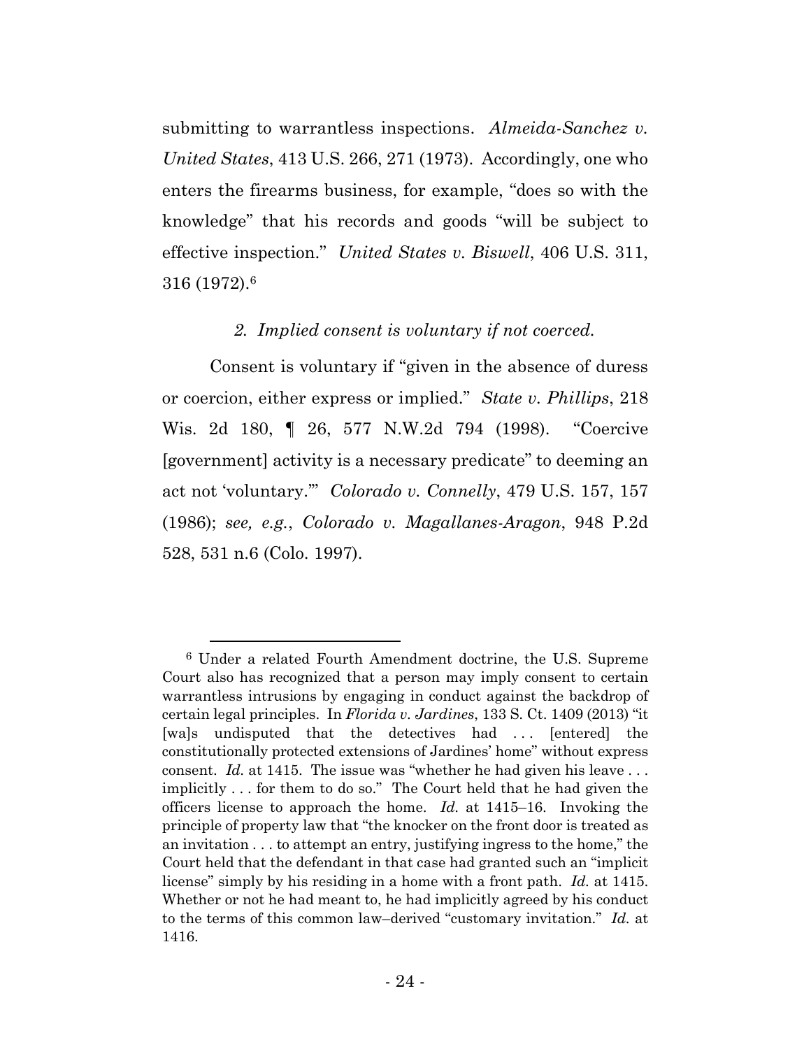submitting to warrantless inspections. *Almeida-Sanchez v. United States*, 413 U.S. 266, 271 (1973). Accordingly, one who enters the firearms business, for example, "does so with the knowledge" that his records and goods "will be subject to effective inspection." *United States v. Biswell*, 406 U.S. 311, 316 (1972).[6]

*2. Implied consent is voluntary if not coerced.*

Consent is voluntary if "given in the absence of duress or coercion, either express or implied." *State v. Phillips*, 218 Wis. 2d 180, ¶ 26, 577 N.W.2d 794 (1998). "Coercive [government] activity is a necessary predicate" to deeming an act not 'voluntary.'" *Colorado v. Connelly*, 479 U.S. 157, 157 (1986); *see, e.g.*, *Colorado v. Magallanes-Aragon*, 948 P.2d 528, 531 n.6 (Colo. 1997).

---

[6] Under a related Fourth Amendment doctrine, the U.S. Supreme Court also has recognized that a person may imply consent to certain warrantless intrusions by engaging in conduct against the backdrop of certain legal principles. In *Florida v. Jardines*, 133 S. Ct. 1409 (2013) "it [wa]s undisputed that the detectives had . . . [entered] the constitutionally protected extensions of Jardines' home" without express consent. *Id.* at 1415. The issue was "whether he had given his leave . . . implicitly . . . for them to do so." The Court held that he had given the officers license to approach the home. *Id.* at 1415–16. Invoking the principle of property law that "the knocker on the front door is treated as an invitation . . . to attempt an entry, justifying ingress to the home," the Court held that the defendant in that case had granted such an "implicit license" simply by his residing in a home with a front path. *Id.* at 1415. Whether or not he had meant to, he had implicitly agreed by his conduct to the terms of this common law–derived "customary invitation." *Id.* at 1416.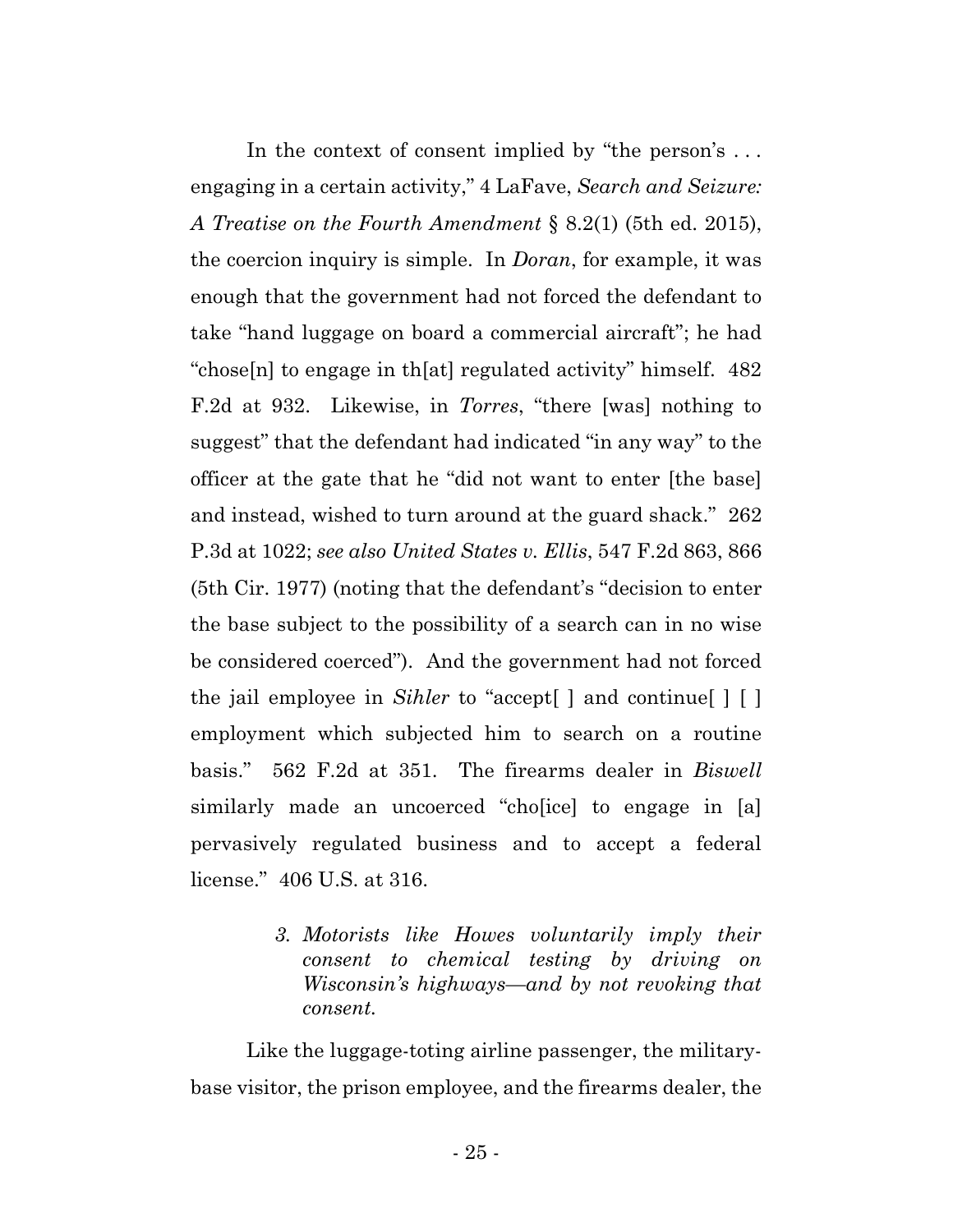In the context of consent implied by "the person's . . . engaging in a certain activity," 4 LaFave, *Search and Seizure: A Treatise on the Fourth Amendment* § 8.2(l) (5th ed. 2015), the coercion inquiry is simple. In *Doran*, for example, it was enough that the government had not forced the defendant to take "hand luggage on board a commercial aircraft"; he had "chose[n] to engage in th[at] regulated activity" himself. 482 F.2d at 932. Likewise, in *Torres*, "there [was] nothing to suggest" that the defendant had indicated "in any way" to the officer at the gate that he "did not want to enter [the base] and instead, wished to turn around at the guard shack." 262 P.3d at 1022; *see also United States v. Ellis*, 547 F.2d 863, 866 (5th Cir. 1977) (noting that the defendant's "decision to enter the base subject to the possibility of a search can in no wise be considered coerced"). And the government had not forced the jail employee in *Sihler* to "accept[ ] and continue[ ] [ ] employment which subjected him to search on a routine basis." 562 F.2d at 351. The firearms dealer in *Biswell* similarly made an uncoerced "cho[ice] to engage in [a] pervasively regulated business and to accept a federal license." 406 U.S. at 316.

*3. Motorists like Howes voluntarily imply their consent to chemical testing by driving on Wisconsin's highways—and by not revoking that consent.*

Like the luggage-toting airline passenger, the military-base visitor, the prison employee, and the firearms dealer, the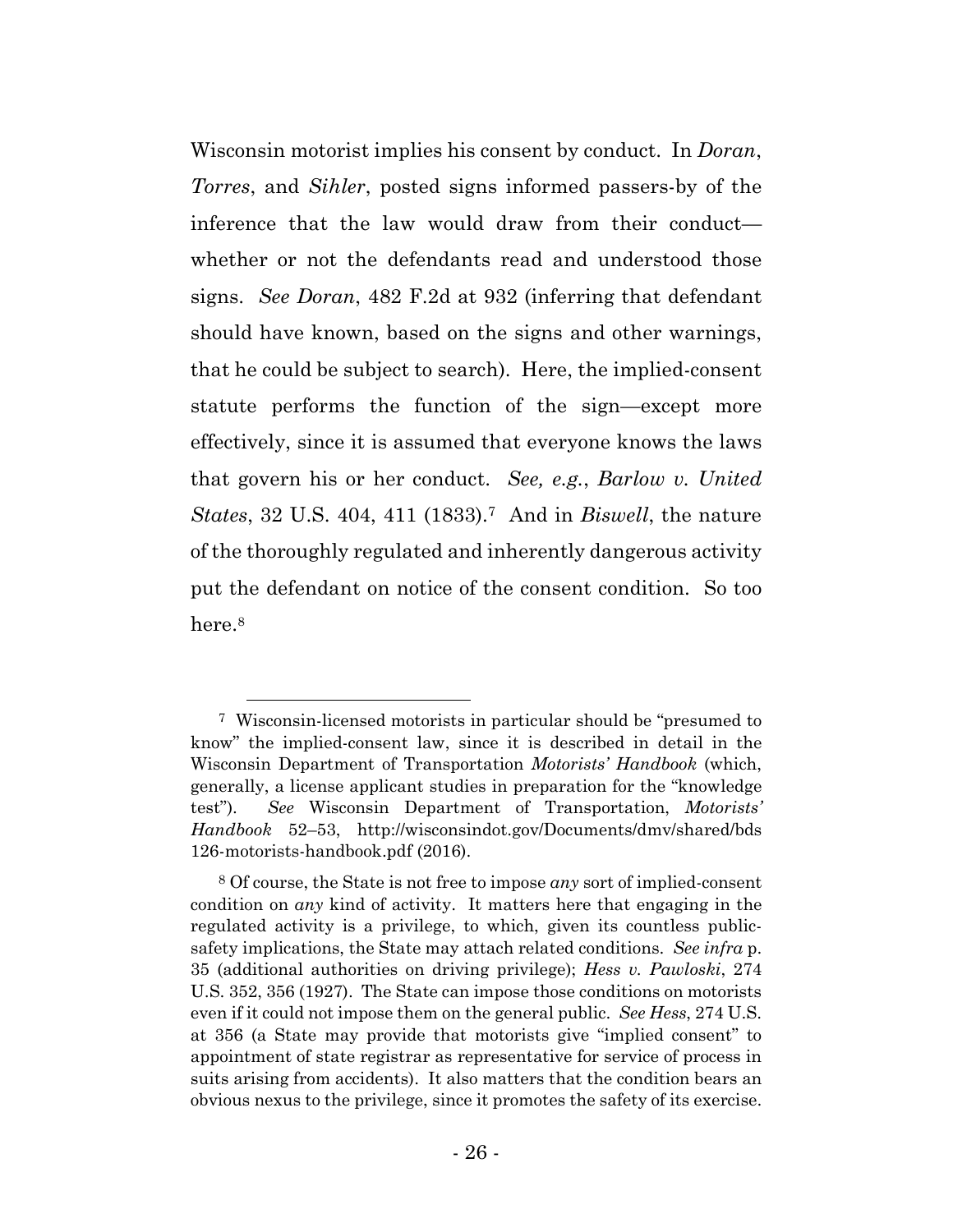Wisconsin motorist implies his consent by conduct. In *Doran*, *Torres*, and *Sihler*, posted signs informed passers-by of the inference that the law would draw from their conduct—whether or not the defendants read and understood those signs. *See Doran*, 482 F.2d at 932 (inferring that defendant should have known, based on the signs and other warnings, that he could be subject to search). Here, the implied-consent statute performs the function of the sign—except more effectively, since it is assumed that everyone knows the laws that govern his or her conduct. *See, e.g.*, *Barlow v. United States*, 32 U.S. 404, 411 (1833).[7] And in *Biswell*, the nature of the thoroughly regulated and inherently dangerous activity put the defendant on notice of the consent condition. So too here.[8]

[7] Wisconsin-licensed motorists in particular should be "presumed to know" the implied-consent law, since it is described in detail in the Wisconsin Department of Transportation *Motorists' Handbook* (which, generally, a license applicant studies in preparation for the "knowledge test"). *See* Wisconsin Department of Transportation, *Motorists' Handbook* 52–53, http://wisconsindot.gov/Documents/dmv/shared/bds126-motorists-handbook.pdf (2016).

[8] Of course, the State is not free to impose *any* sort of implied-consent condition on *any* kind of activity. It matters here that engaging in the regulated activity is a privilege, to which, given its countless public-safety implications, the State may attach related conditions. *See infra* p. 35 (additional authorities on driving privilege); *Hess v. Pawloski*, 274 U.S. 352, 356 (1927). The State can impose those conditions on motorists even if it could not impose them on the general public. *See Hess*, 274 U.S. at 356 (a State may provide that motorists give "implied consent" to appointment of state registrar as representative for service of process in suits arising from accidents). It also matters that the condition bears an obvious nexus to the privilege, since it promotes the safety of its exercise.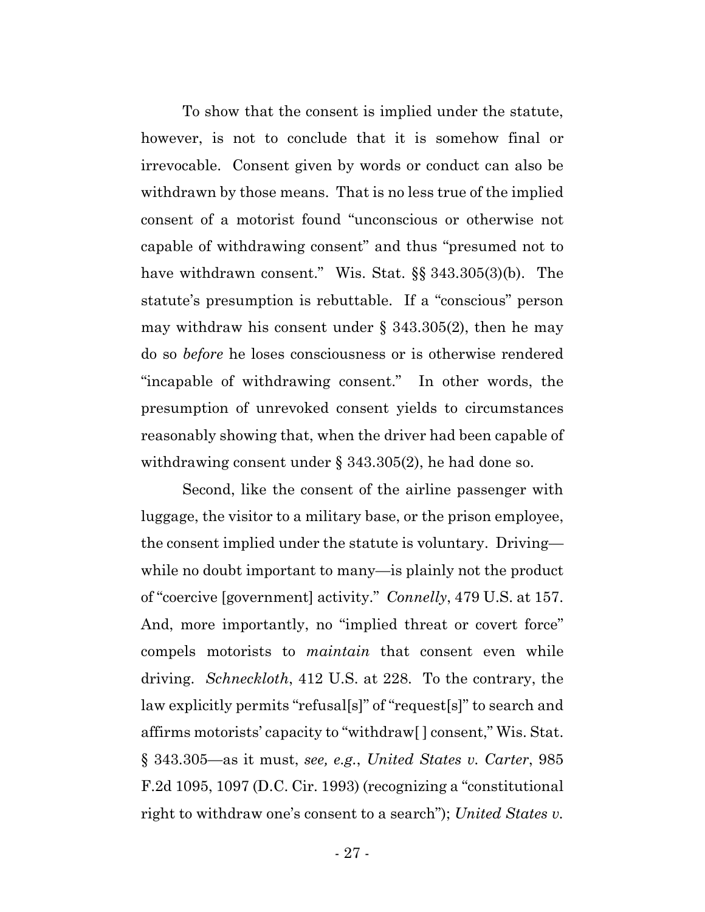To show that the consent is implied under the statute, however, is not to conclude that it is somehow final or irrevocable. Consent given by words or conduct can also be withdrawn by those means. That is no less true of the implied consent of a motorist found "unconscious or otherwise not capable of withdrawing consent" and thus "presumed not to have withdrawn consent." Wis. Stat. §§ 343.305(3)(b). The statute's presumption is rebuttable. If a "conscious" person may withdraw his consent under § 343.305(2), then he may do so *before* he loses consciousness or is otherwise rendered "incapable of withdrawing consent." In other words, the presumption of unrevoked consent yields to circumstances reasonably showing that, when the driver had been capable of withdrawing consent under § 343.305(2), he had done so.

Second, like the consent of the airline passenger with luggage, the visitor to a military base, or the prison employee, the consent implied under the statute is voluntary. Driving—while no doubt important to many—is plainly not the product of "coercive [government] activity." *Connelly*, 479 U.S. at 157. And, more importantly, no "implied threat or covert force" compels motorists to *maintain* that consent even while driving. *Schneckloth*, 412 U.S. at 228. To the contrary, the law explicitly permits "refusal[s]" of "request[s]" to search and affirms motorists' capacity to "withdraw[ ] consent," Wis. Stat. § 343.305—as it must, *see, e.g.*, *United States v. Carter*, 985 F.2d 1095, 1097 (D.C. Cir. 1993) (recognizing a "constitutional right to withdraw one's consent to a search"); *United States v.*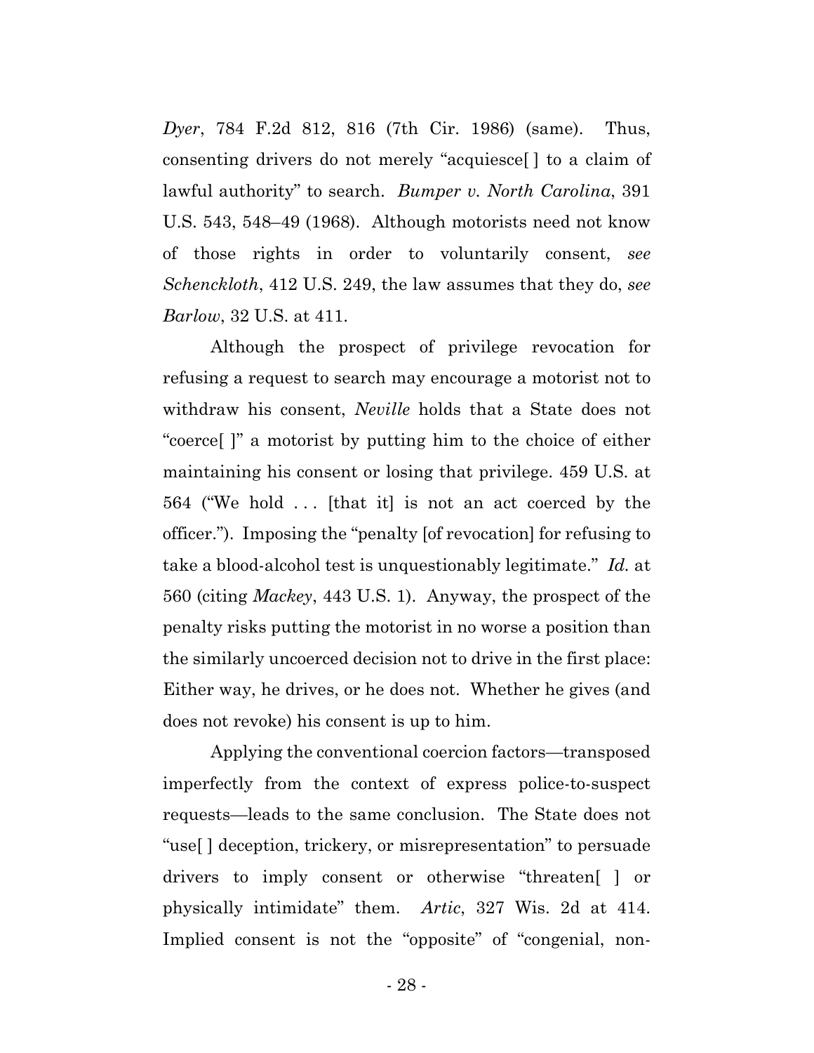*Dyer*, 784 F.2d 812, 816 (7th Cir. 1986) (same). Thus, consenting drivers do not merely "acquiesce[ ] to a claim of lawful authority" to search. *Bumper v. North Carolina*, 391 U.S. 543, 548–49 (1968). Although motorists need not know of those rights in order to voluntarily consent, *see Schenckloth*, 412 U.S. 249, the law assumes that they do, *see Barlow*, 32 U.S. at 411.

Although the prospect of privilege revocation for refusing a request to search may encourage a motorist not to withdraw his consent, *Neville* holds that a State does not "coerce[ ]" a motorist by putting him to the choice of either maintaining his consent or losing that privilege. 459 U.S. at 564 ("We hold . . . [that it] is not an act coerced by the officer."). Imposing the "penalty [of revocation] for refusing to take a blood-alcohol test is unquestionably legitimate." *Id.* at 560 (citing *Mackey*, 443 U.S. 1). Anyway, the prospect of the penalty risks putting the motorist in no worse a position than the similarly uncoerced decision not to drive in the first place: Either way, he drives, or he does not. Whether he gives (and does not revoke) his consent is up to him.

Applying the conventional coercion factors—transposed imperfectly from the context of express police-to-suspect requests—leads to the same conclusion. The State does not "use[ ] deception, trickery, or misrepresentation" to persuade drivers to imply consent or otherwise "threaten[ ] or physically intimidate" them. *Artic*, 327 Wis. 2d at 414. Implied consent is not the "opposite" of "congenial, non-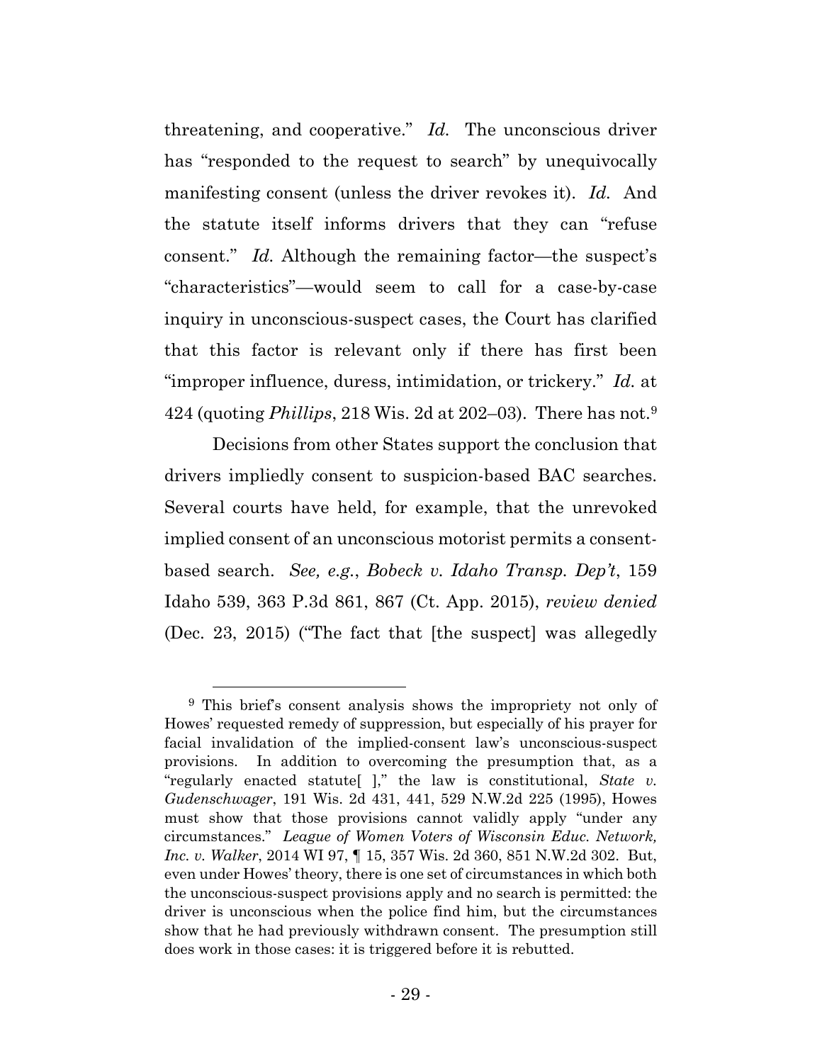threatening, and cooperative." *Id.* The unconscious driver has "responded to the request to search" by unequivocally manifesting consent (unless the driver revokes it). *Id.* And the statute itself informs drivers that they can "refuse consent." *Id.* Although the remaining factor—the suspect's "characteristics"—would seem to call for a case-by-case inquiry in unconscious-suspect cases, the Court has clarified that this factor is relevant only if there has first been "improper influence, duress, intimidation, or trickery." *Id.* at 424 (quoting *Phillips*, 218 Wis. 2d at 202–03). There has not.[9]

Decisions from other States support the conclusion that drivers impliedly consent to suspicion-based BAC searches. Several courts have held, for example, that the unrevoked implied consent of an unconscious motorist permits a consent-based search. *See, e.g.*, *Bobeck v. Idaho Transp. Dep't*, 159 Idaho 539, 363 P.3d 861, 867 (Ct. App. 2015), *review denied* (Dec. 23, 2015) ("The fact that [the suspect] was allegedly

---

[9] This brief's consent analysis shows the impropriety not only of Howes' requested remedy of suppression, but especially of his prayer for facial invalidation of the implied-consent law's unconscious-suspect provisions. In addition to overcoming the presumption that, as a "regularly enacted statute[ ]," the law is constitutional, *State v. Gudenschwager*, 191 Wis. 2d 431, 441, 529 N.W.2d 225 (1995), Howes must show that those provisions cannot validly apply "under any circumstances." *League of Women Voters of Wisconsin Educ. Network, Inc. v. Walker*, 2014 WI 97, ¶ 15, 357 Wis. 2d 360, 851 N.W.2d 302. But, even under Howes' theory, there is one set of circumstances in which both the unconscious-suspect provisions apply and no search is permitted: the driver is unconscious when the police find him, but the circumstances show that he had previously withdrawn consent. The presumption still does work in those cases: it is triggered before it is rebutted.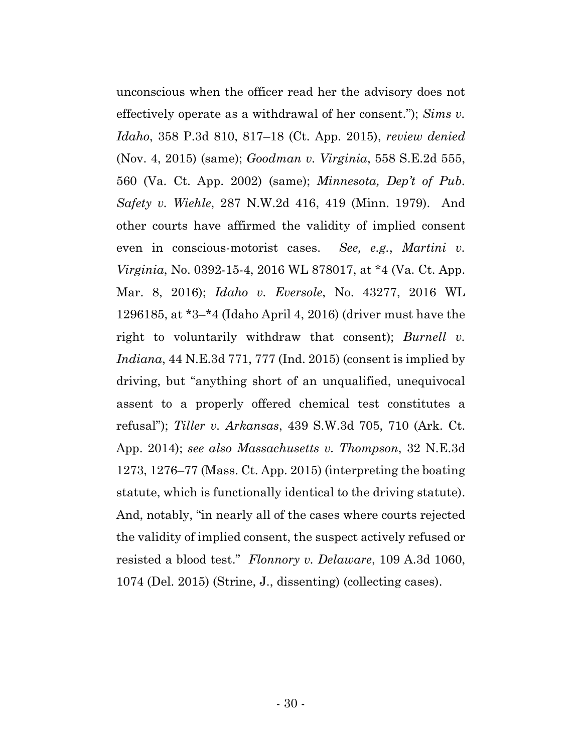unconscious when the officer read her the advisory does not effectively operate as a withdrawal of her consent."); *Sims v. Idaho*, 358 P.3d 810, 817–18 (Ct. App. 2015), *review denied* (Nov. 4, 2015) (same); *Goodman v. Virginia*, 558 S.E.2d 555, 560 (Va. Ct. App. 2002) (same); *Minnesota, Dep't of Pub. Safety v. Wiehle*, 287 N.W.2d 416, 419 (Minn. 1979). And other courts have affirmed the validity of implied consent even in conscious-motorist cases. *See, e.g.*, *Martini v. Virginia*, No. 0392-15-4, 2016 WL 878017, at *4 (Va. Ct. App. Mar. 8, 2016); *Idaho v. Eversole*, No. 43277, 2016 WL 1296185, at *3–*4 (Idaho April 4, 2016) (driver must have the right to voluntarily withdraw that consent); *Burnell v. Indiana*, 44 N.E.3d 771, 777 (Ind. 2015) (consent is implied by driving, but "anything short of an unqualified, unequivocal assent to a properly offered chemical test constitutes a refusal"); *Tiller v. Arkansas*, 439 S.W.3d 705, 710 (Ark. Ct. App. 2014); *see also Massachusetts v. Thompson*, 32 N.E.3d 1273, 1276–77 (Mass. Ct. App. 2015) (interpreting the boating statute, which is functionally identical to the driving statute). And, notably, "in nearly all of the cases where courts rejected the validity of implied consent, the suspect actively refused or resisted a blood test." *Flonnory v. Delaware*, 109 A.3d 1060, 1074 (Del. 2015) (Strine, J., dissenting) (collecting cases).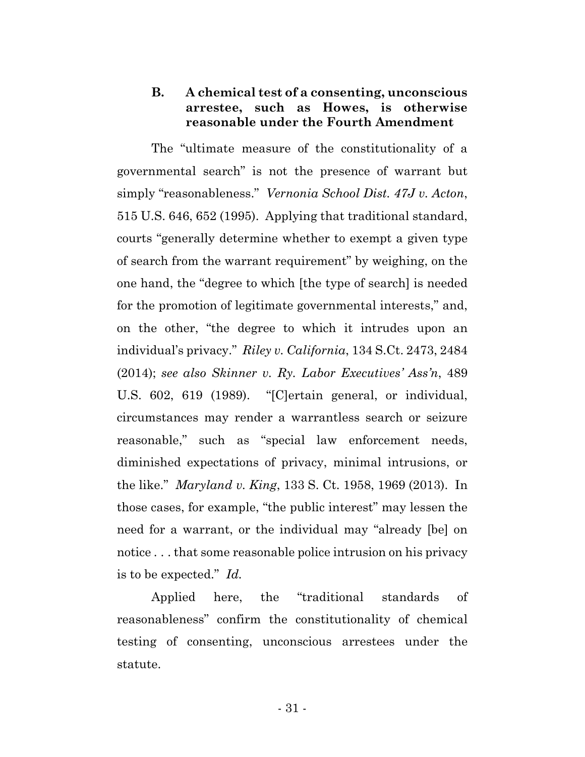### B. A chemical test of a consenting, unconscious arrestee, such as Howes, is otherwise reasonable under the Fourth Amendment

The "ultimate measure of the constitutionality of a governmental search" is not the presence of warrant but simply "reasonableness." *Vernonia School Dist. 47J v. Acton*, 515 U.S. 646, 652 (1995). Applying that traditional standard, courts "generally determine whether to exempt a given type of search from the warrant requirement" by weighing, on the one hand, the "degree to which [the type of search] is needed for the promotion of legitimate governmental interests," and, on the other, "the degree to which it intrudes upon an individual's privacy." *Riley v. California*, 134 S.Ct. 2473, 2484 (2014); *see also Skinner v. Ry. Labor Executives' Ass'n*, 489 U.S. 602, 619 (1989). "[C]ertain general, or individual, circumstances may render a warrantless search or seizure reasonable," such as "special law enforcement needs, diminished expectations of privacy, minimal intrusions, or the like." *Maryland v. King*, 133 S. Ct. 1958, 1969 (2013). In those cases, for example, "the public interest" may lessen the need for a warrant, or the individual may "already [be] on notice . . . that some reasonable police intrusion on his privacy is to be expected." *Id.*

Applied here, the "traditional standards of reasonableness" confirm the constitutionality of chemical testing of consenting, unconscious arrestees under the statute.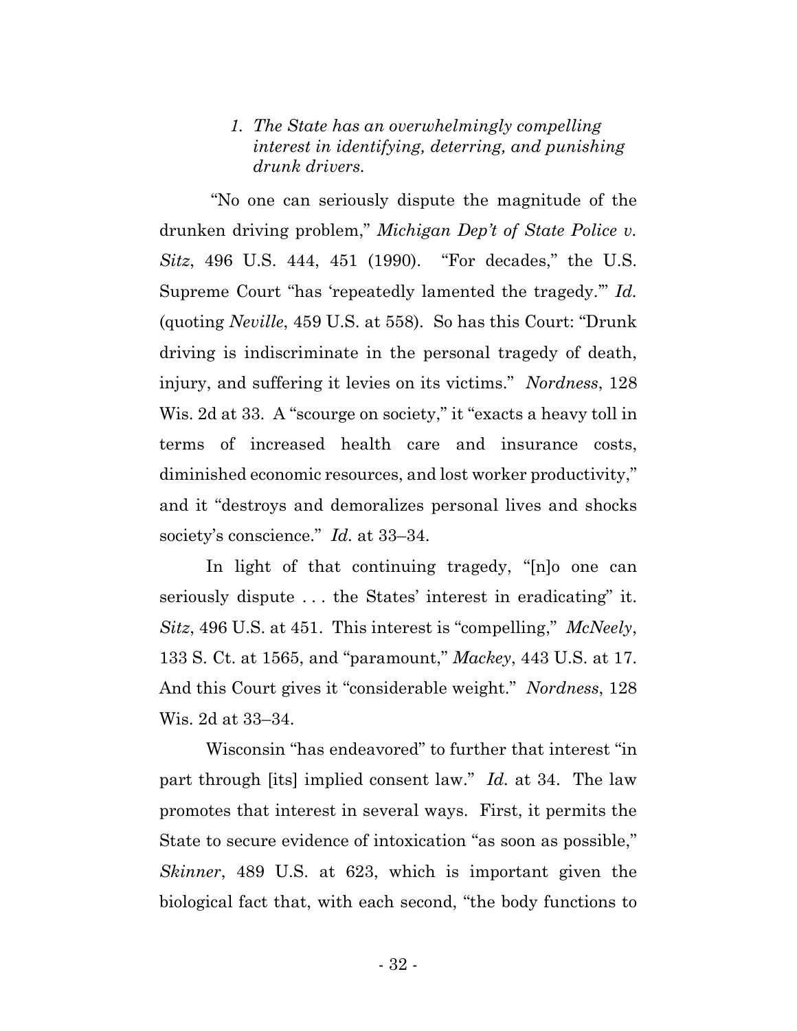*1. The State has an overwhelmingly compelling interest in identifying, deterring, and punishing drunk drivers.*

"No one can seriously dispute the magnitude of the drunken driving problem," *Michigan Dep't of State Police v. Sitz*, 496 U.S. 444, 451 (1990). "For decades," the U.S. Supreme Court "has 'repeatedly lamented the tragedy.'" *Id.* (quoting *Neville*, 459 U.S. at 558). So has this Court: "Drunk driving is indiscriminate in the personal tragedy of death, injury, and suffering it levies on its victims." *Nordness*, 128 Wis. 2d at 33. A "scourge on society," it "exacts a heavy toll in terms of increased health care and insurance costs, diminished economic resources, and lost worker productivity," and it "destroys and demoralizes personal lives and shocks society's conscience." *Id.* at 33–34.

In light of that continuing tragedy, "[n]o one can seriously dispute . . . the States' interest in eradicating" it. *Sitz*, 496 U.S. at 451. This interest is "compelling," *McNeely*, 133 S. Ct. at 1565, and "paramount," *Mackey*, 443 U.S. at 17. And this Court gives it "considerable weight." *Nordness*, 128 Wis. 2d at 33–34.

Wisconsin "has endeavored" to further that interest "in part through [its] implied consent law." *Id.* at 34. The law promotes that interest in several ways. First, it permits the State to secure evidence of intoxication "as soon as possible," *Skinner*, 489 U.S. at 623, which is important given the biological fact that, with each second, "the body functions to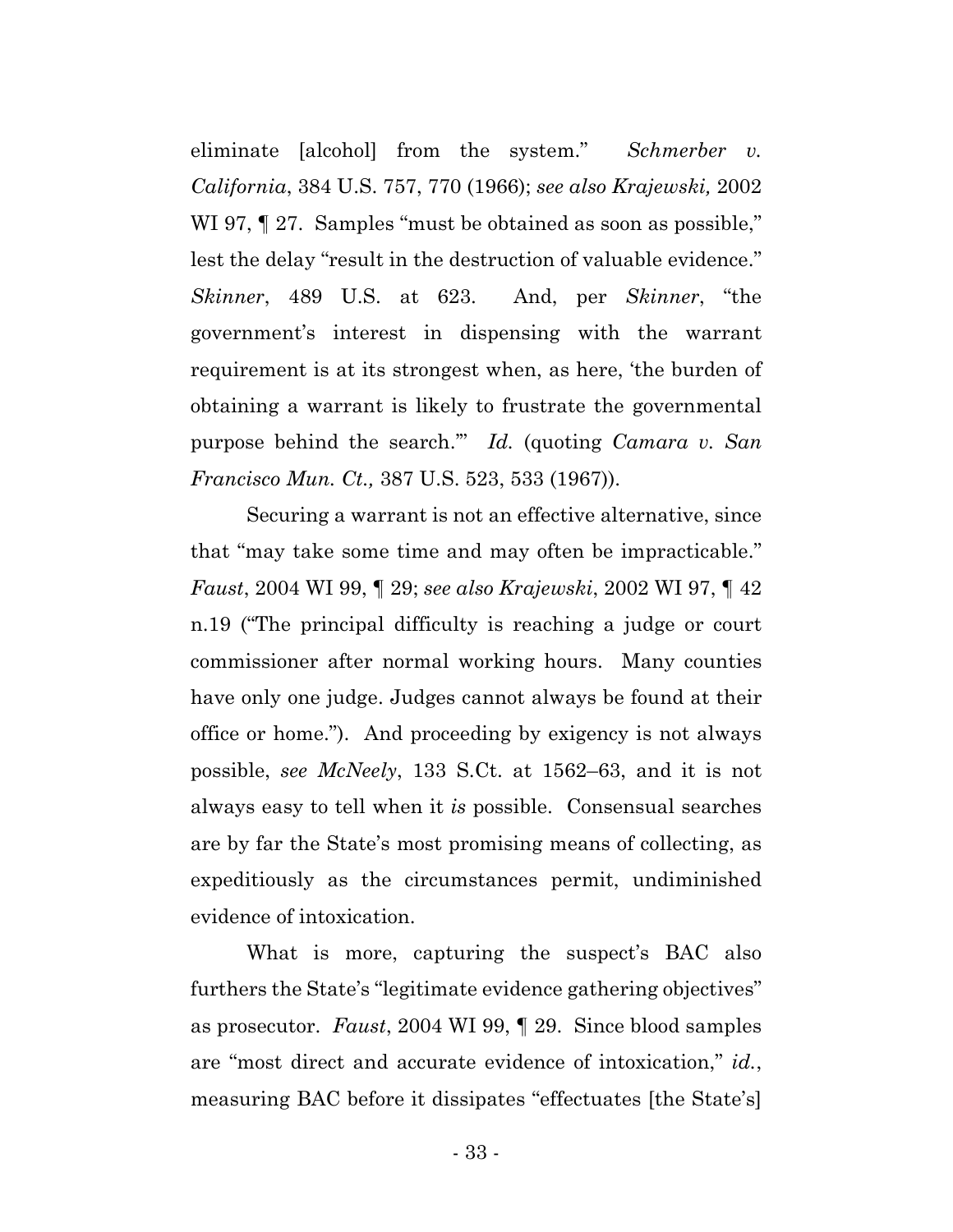eliminate [alcohol] from the system." *Schmerber v. California*, 384 U.S. 757, 770 (1966); *see also Krajewski,* 2002 WI 97, ¶ 27. Samples "must be obtained as soon as possible," lest the delay "result in the destruction of valuable evidence." *Skinner*, 489 U.S. at 623. And, per *Skinner*, "the government's interest in dispensing with the warrant requirement is at its strongest when, as here, 'the burden of obtaining a warrant is likely to frustrate the governmental purpose behind the search.'" *Id.* (quoting *Camara v. San Francisco Mun. Ct.,* 387 U.S. 523, 533 (1967)).

Securing a warrant is not an effective alternative, since that "may take some time and may often be impracticable." *Faust*, 2004 WI 99, ¶ 29; *see also Krajewski*, 2002 WI 97, ¶ 42 n.19 ("The principal difficulty is reaching a judge or court commissioner after normal working hours. Many counties have only one judge. Judges cannot always be found at their office or home."). And proceeding by exigency is not always possible, *see McNeely*, 133 S.Ct. at 1562–63, and it is not always easy to tell when it *is* possible. Consensual searches are by far the State's most promising means of collecting, as expeditiously as the circumstances permit, undiminished evidence of intoxication.

What is more, capturing the suspect's BAC also furthers the State's "legitimate evidence gathering objectives" as prosecutor. *Faust*, 2004 WI 99, ¶ 29. Since blood samples are "most direct and accurate evidence of intoxication," *id.*, measuring BAC before it dissipates "effectuates [the State's]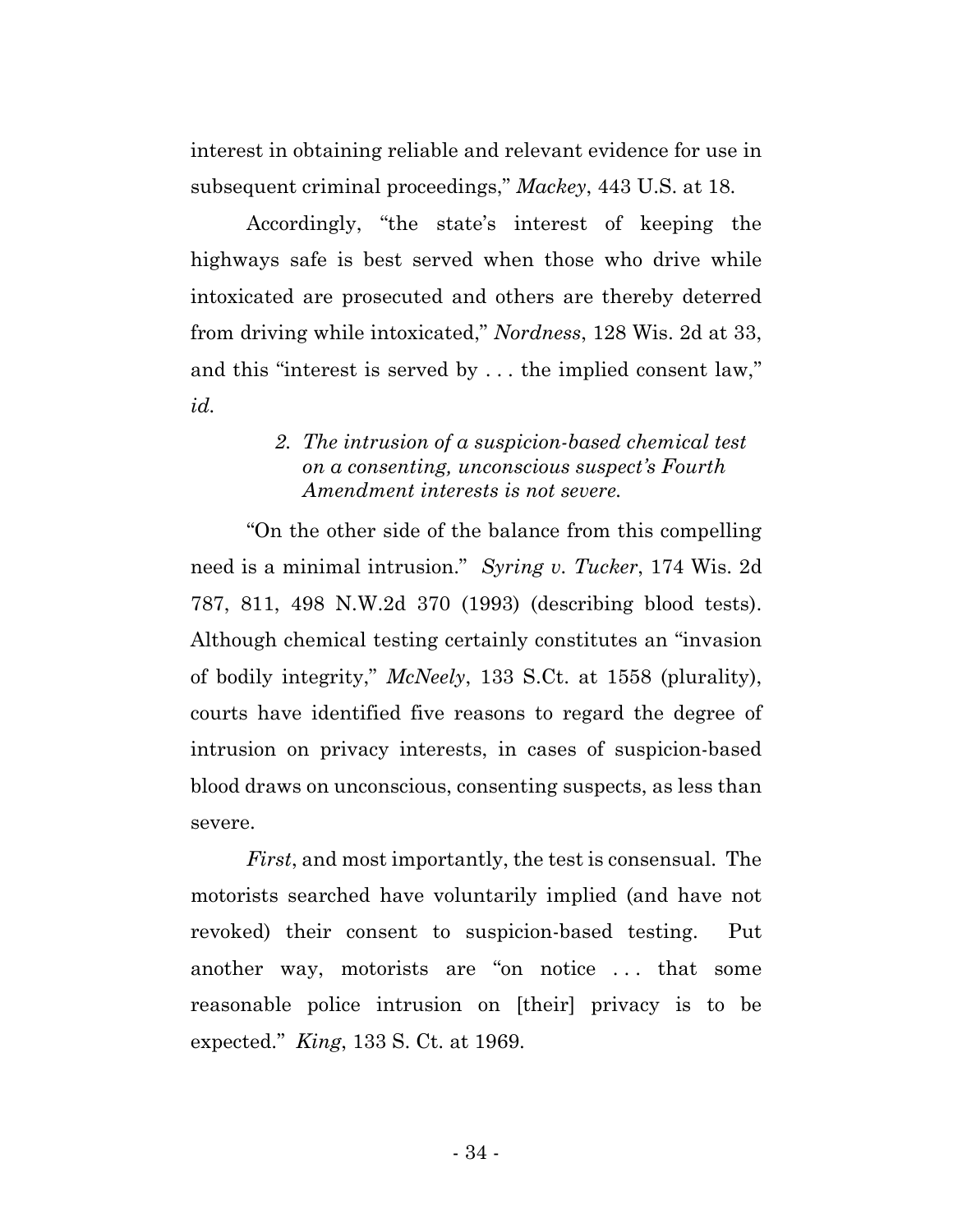interest in obtaining reliable and relevant evidence for use in subsequent criminal proceedings," *Mackey*, 443 U.S. at 18.

Accordingly, "the state's interest of keeping the highways safe is best served when those who drive while intoxicated are prosecuted and others are thereby deterred from driving while intoxicated," *Nordness*, 128 Wis. 2d at 33, and this "interest is served by . . . the implied consent law," *id.*

> *2. The intrusion of a suspicion-based chemical test on a consenting, unconscious suspect's Fourth Amendment interests is not severe.*

"On the other side of the balance from this compelling need is a minimal intrusion." *Syring v. Tucker*, 174 Wis. 2d 787, 811, 498 N.W.2d 370 (1993) (describing blood tests). Although chemical testing certainly constitutes an "invasion of bodily integrity," *McNeely*, 133 S.Ct. at 1558 (plurality), courts have identified five reasons to regard the degree of intrusion on privacy interests, in cases of suspicion-based blood draws on unconscious, consenting suspects, as less than severe.

*First*, and most importantly, the test is consensual. The motorists searched have voluntarily implied (and have not revoked) their consent to suspicion-based testing. Put another way, motorists are "on notice . . . that some reasonable police intrusion on [their] privacy is to be expected." *King*, 133 S. Ct. at 1969.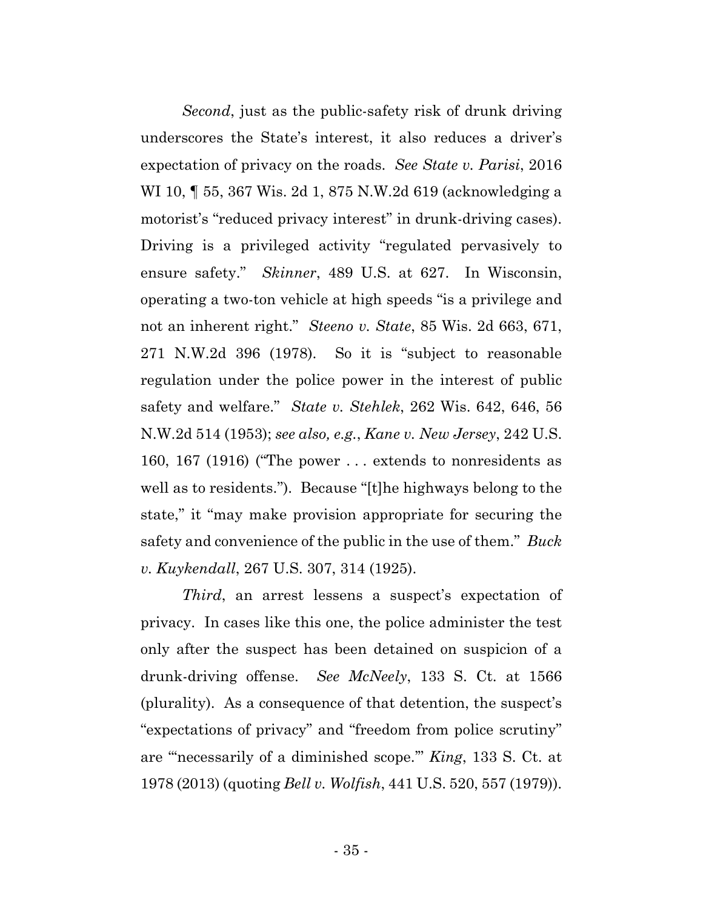*Second*, just as the public-safety risk of drunk driving underscores the State's interest, it also reduces a driver's expectation of privacy on the roads. *See State v. Parisi*, 2016 WI 10, ¶ 55, 367 Wis. 2d 1, 875 N.W.2d 619 (acknowledging a motorist's "reduced privacy interest" in drunk-driving cases). Driving is a privileged activity "regulated pervasively to ensure safety." *Skinner*, 489 U.S. at 627. In Wisconsin, operating a two-ton vehicle at high speeds "is a privilege and not an inherent right." *Steeno v. State*, 85 Wis. 2d 663, 671, 271 N.W.2d 396 (1978). So it is "subject to reasonable regulation under the police power in the interest of public safety and welfare." *State v. Stehlek*, 262 Wis. 642, 646, 56 N.W.2d 514 (1953); *see also, e.g.*, *Kane v. New Jersey*, 242 U.S. 160, 167 (1916) ("The power . . . extends to nonresidents as well as to residents."). Because "[t]he highways belong to the state," it "may make provision appropriate for securing the safety and convenience of the public in the use of them." *Buck v. Kuykendall*, 267 U.S. 307, 314 (1925).

*Third*, an arrest lessens a suspect's expectation of privacy. In cases like this one, the police administer the test only after the suspect has been detained on suspicion of a drunk-driving offense. *See McNeely*, 133 S. Ct. at 1566 (plurality). As a consequence of that detention, the suspect's "expectations of privacy" and "freedom from police scrutiny" are "'necessarily of a diminished scope.'" *King*, 133 S. Ct. at 1978 (2013) (quoting *Bell v. Wolfish*, 441 U.S. 520, 557 (1979)).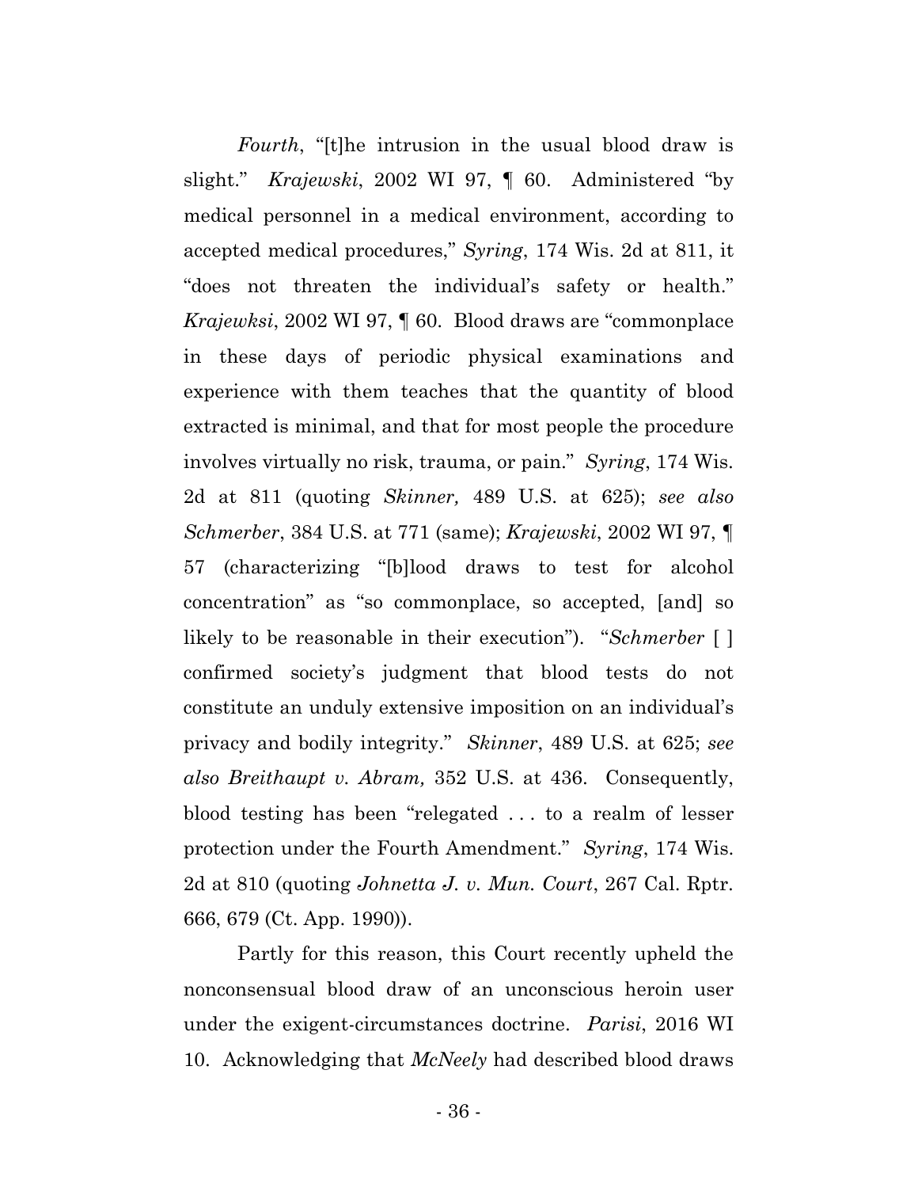*Fourth*, "[t]he intrusion in the usual blood draw is slight." *Krajewski*, 2002 WI 97, ¶ 60. Administered "by medical personnel in a medical environment, according to accepted medical procedures," *Syring*, 174 Wis. 2d at 811, it "does not threaten the individual's safety or health." *Krajewksi*, 2002 WI 97, ¶ 60. Blood draws are "commonplace in these days of periodic physical examinations and experience with them teaches that the quantity of blood extracted is minimal, and that for most people the procedure involves virtually no risk, trauma, or pain." *Syring*, 174 Wis. 2d at 811 (quoting *Skinner,* 489 U.S. at 625); *see also Schmerber*, 384 U.S. at 771 (same); *Krajewski*, 2002 WI 97, ¶ 57 (characterizing "[b]lood draws to test for alcohol concentration" as "so commonplace, so accepted, [and] so likely to be reasonable in their execution"). "*Schmerber* [ ] confirmed society's judgment that blood tests do not constitute an unduly extensive imposition on an individual's privacy and bodily integrity." *Skinner*, 489 U.S. at 625; *see also Breithaupt v. Abram,* 352 U.S. at 436. Consequently, blood testing has been "relegated . . . to a realm of lesser protection under the Fourth Amendment." *Syring*, 174 Wis. 2d at 810 (quoting *Johnetta J. v. Mun. Court*, 267 Cal. Rptr. 666, 679 (Ct. App. 1990)).

Partly for this reason, this Court recently upheld the nonconsensual blood draw of an unconscious heroin user under the exigent-circumstances doctrine. *Parisi*, 2016 WI 10. Acknowledging that *McNeely* had described blood draws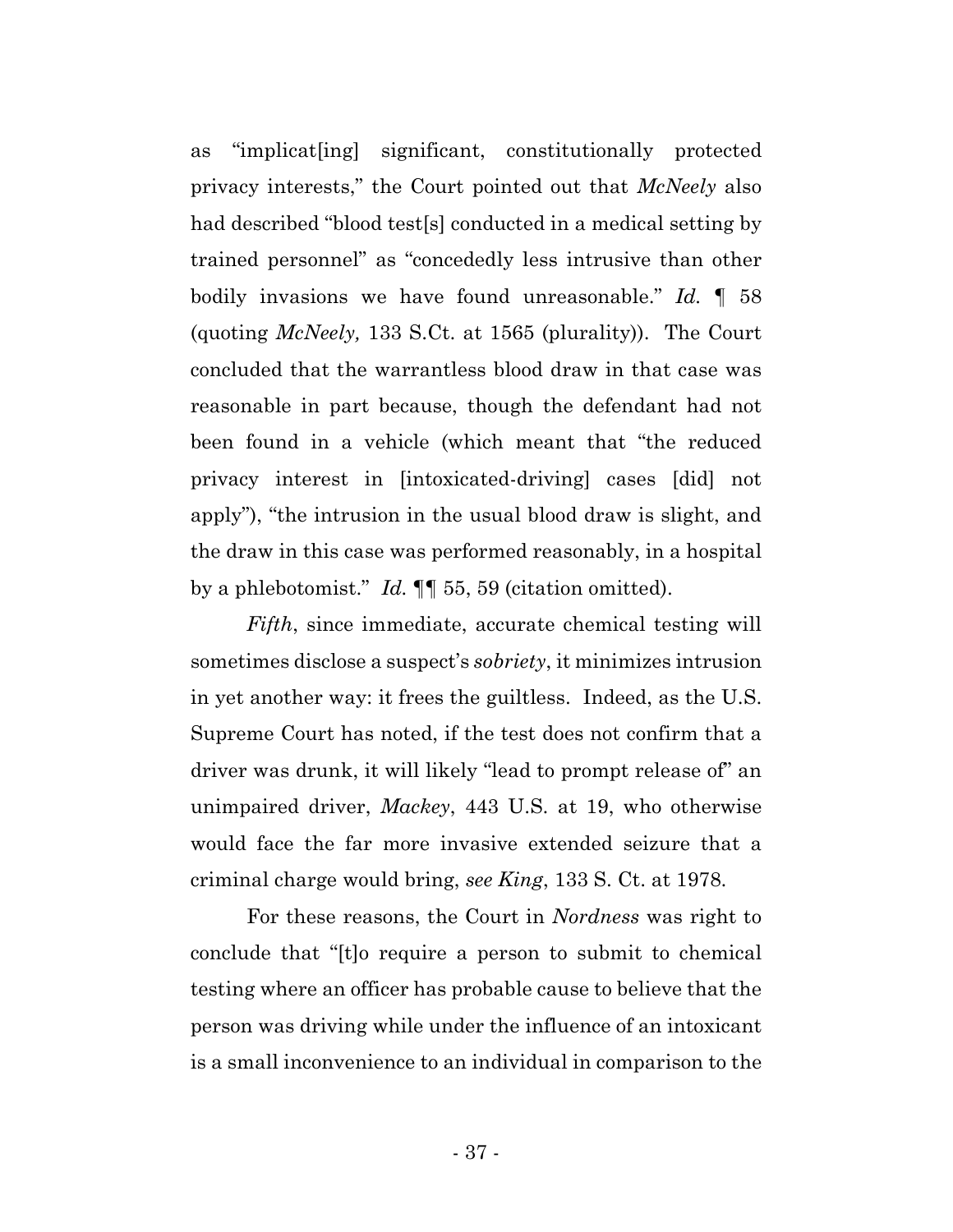as "implicat[ing] significant, constitutionally protected privacy interests," the Court pointed out that *McNeely* also had described "blood test[s] conducted in a medical setting by trained personnel" as "concededly less intrusive than other bodily invasions we have found unreasonable." *Id.* ¶ 58 (quoting *McNeely,* 133 S.Ct. at 1565 (plurality)). The Court concluded that the warrantless blood draw in that case was reasonable in part because, though the defendant had not been found in a vehicle (which meant that "the reduced privacy interest in [intoxicated-driving] cases [did] not apply"), "the intrusion in the usual blood draw is slight, and the draw in this case was performed reasonably, in a hospital by a phlebotomist." *Id.* ¶¶ 55, 59 (citation omitted).

*Fifth*, since immediate, accurate chemical testing will sometimes disclose a suspect's *sobriety*, it minimizes intrusion in yet another way: it frees the guiltless. Indeed, as the U.S. Supreme Court has noted, if the test does not confirm that a driver was drunk, it will likely "lead to prompt release of" an unimpaired driver, *Mackey*, 443 U.S. at 19, who otherwise would face the far more invasive extended seizure that a criminal charge would bring, *see King*, 133 S. Ct. at 1978.

For these reasons, the Court in *Nordness* was right to conclude that "[t]o require a person to submit to chemical testing where an officer has probable cause to believe that the person was driving while under the influence of an intoxicant is a small inconvenience to an individual in comparison to the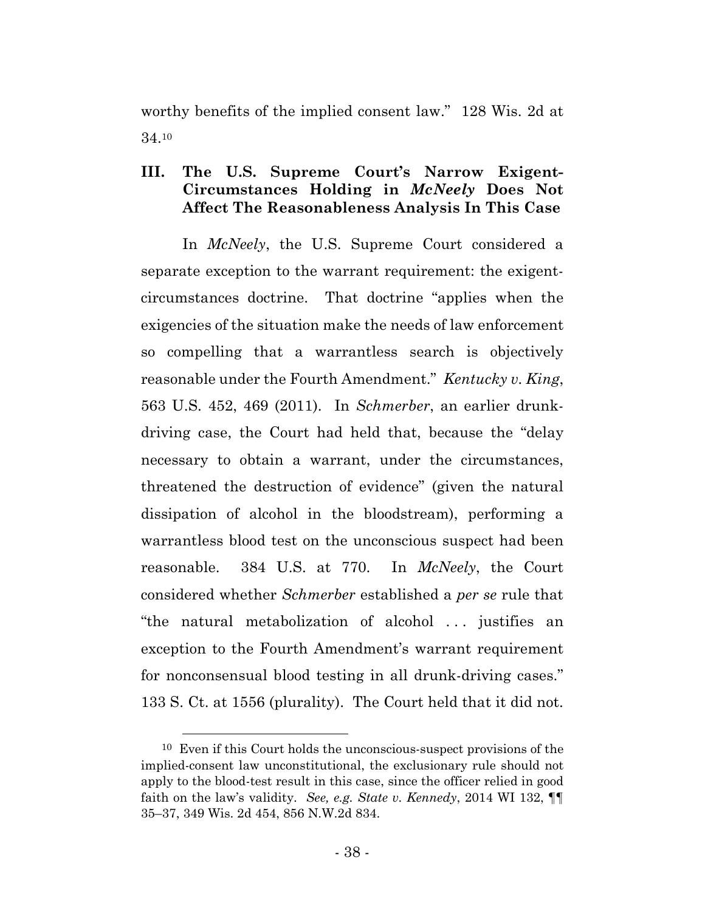worthy benefits of the implied consent law." 128 Wis. 2d at 34.[10]

### III. The U.S. Supreme Court's Narrow Exigent-Circumstances Holding in *McNeely* Does Not Affect The Reasonableness Analysis In This Case

In *McNeely*, the U.S. Supreme Court considered a separate exception to the warrant requirement: the exigent-circumstances doctrine. That doctrine "applies when the exigencies of the situation make the needs of law enforcement so compelling that a warrantless search is objectively reasonable under the Fourth Amendment." *Kentucky v. King*, 563 U.S. 452, 469 (2011). In *Schmerber*, an earlier drunk-driving case, the Court had held that, because the "delay necessary to obtain a warrant, under the circumstances, threatened the destruction of evidence" (given the natural dissipation of alcohol in the bloodstream), performing a warrantless blood test on the unconscious suspect had been reasonable. 384 U.S. at 770. In *McNeely*, the Court considered whether *Schmerber* established a *per se* rule that "the natural metabolization of alcohol . . . justifies an exception to the Fourth Amendment's warrant requirement for nonconsensual blood testing in all drunk-driving cases." 133 S. Ct. at 1556 (plurality). The Court held that it did not.

---

[10] Even if this Court holds the unconscious-suspect provisions of the implied-consent law unconstitutional, the exclusionary rule should not apply to the blood-test result in this case, since the officer relied in good faith on the law's validity. *See, e.g. State v. Kennedy*, 2014 WI 132, ¶¶ 35–37, 349 Wis. 2d 454, 856 N.W.2d 834.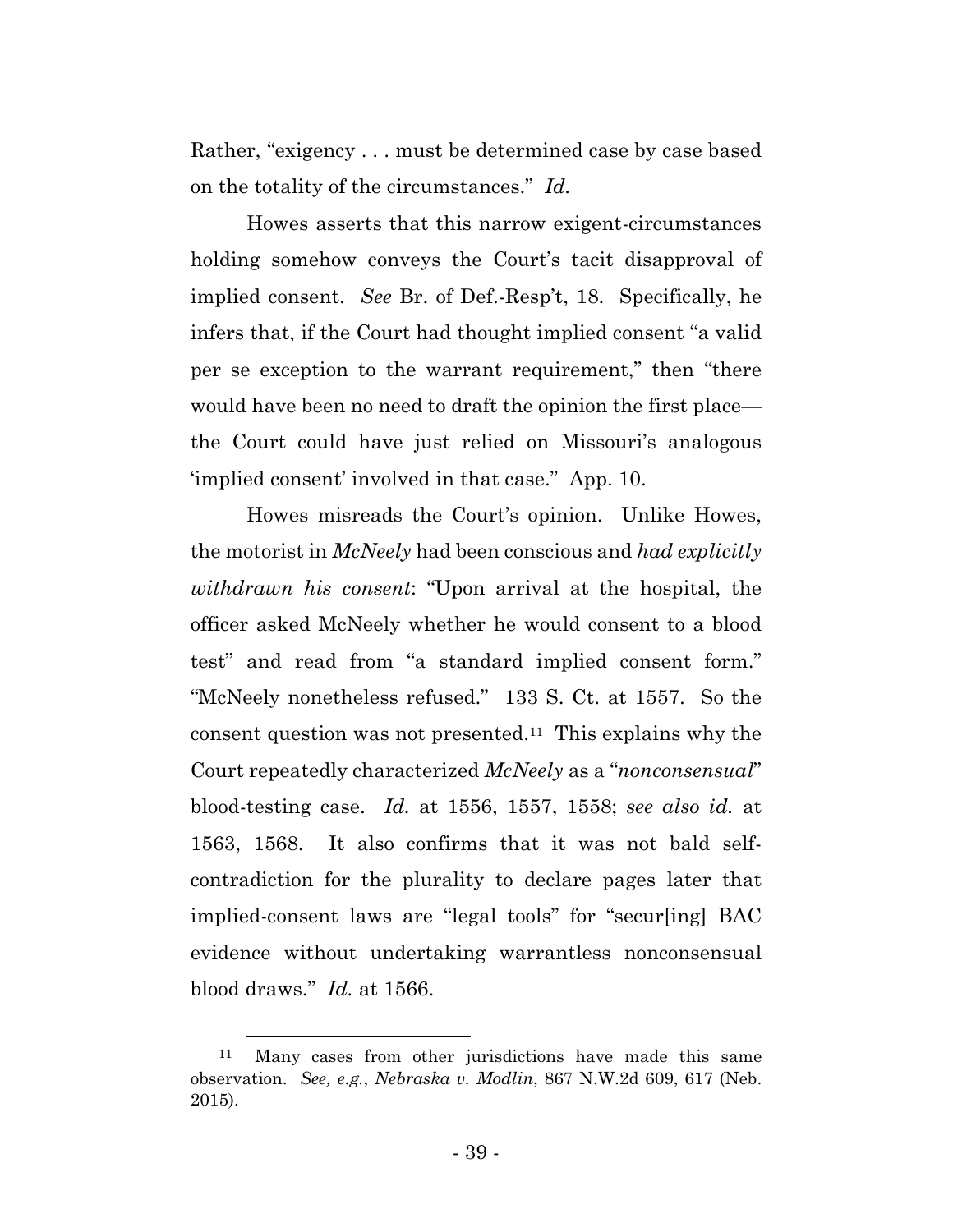Rather, "exigency . . . must be determined case by case based on the totality of the circumstances." *Id.*

Howes asserts that this narrow exigent-circumstances holding somehow conveys the Court's tacit disapproval of implied consent. *See* Br. of Def.-Resp't, 18. Specifically, he infers that, if the Court had thought implied consent "a valid per se exception to the warrant requirement," then "there would have been no need to draft the opinion the first place—the Court could have just relied on Missouri's analogous 'implied consent' involved in that case." App. 10.

Howes misreads the Court's opinion. Unlike Howes, the motorist in *McNeely* had been conscious and *had explicitly withdrawn his consent*: "Upon arrival at the hospital, the officer asked McNeely whether he would consent to a blood test" and read from "a standard implied consent form." "McNeely nonetheless refused." 133 S. Ct. at 1557. So the consent question was not presented.[11] This explains why the Court repeatedly characterized *McNeely* as a "*nonconsensual*" blood-testing case. *Id.* at 1556, 1557, 1558; *see also id.* at 1563, 1568. It also confirms that it was not bald self-contradiction for the plurality to declare pages later that implied-consent laws are "legal tools" for "secur[ing] BAC evidence without undertaking warrantless nonconsensual blood draws." *Id.* at 1566.

---

[11] Many cases from other jurisdictions have made this same observation. *See, e.g.*, *Nebraska v. Modlin*, 867 N.W.2d 609, 617 (Neb. 2015).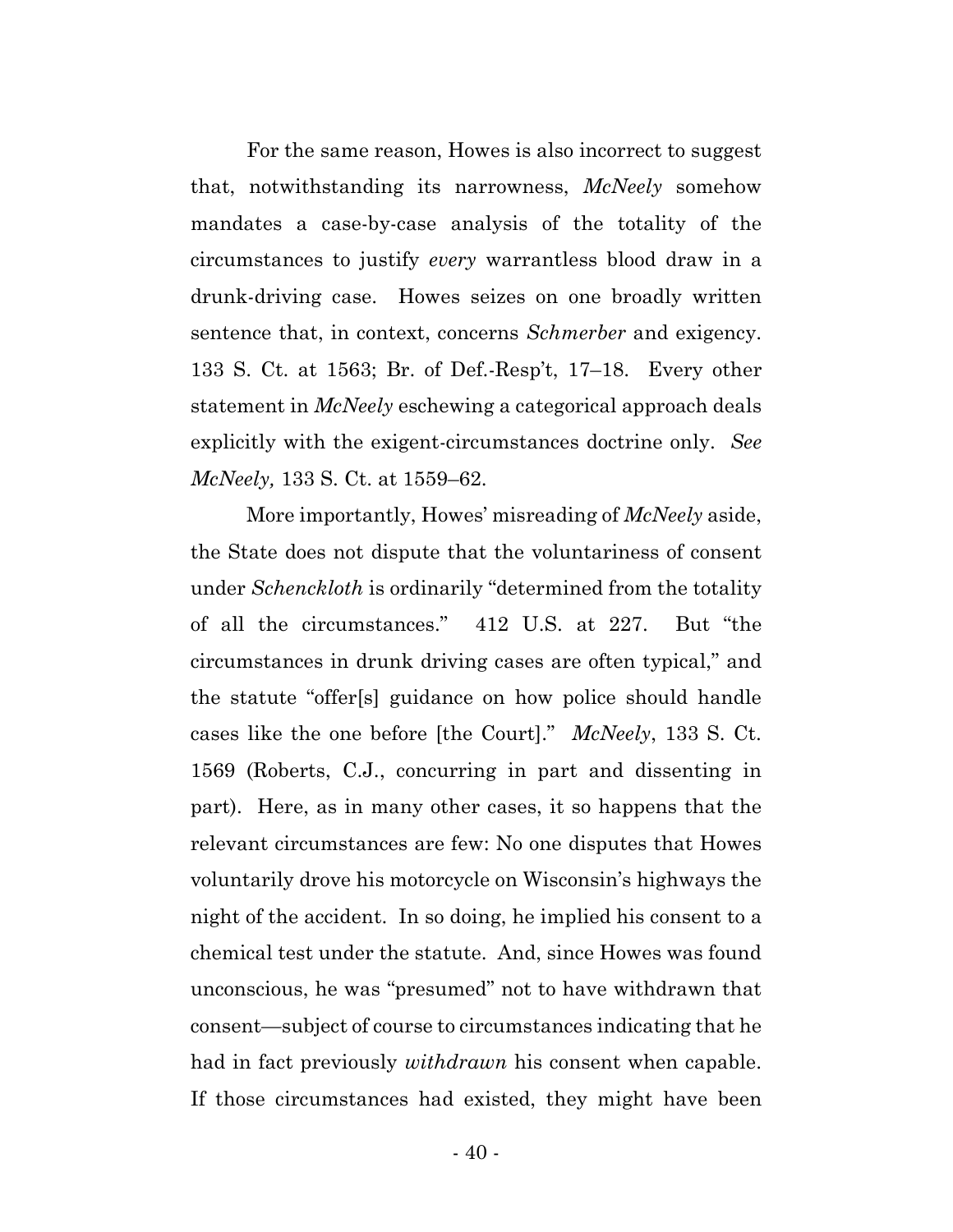For the same reason, Howes is also incorrect to suggest that, notwithstanding its narrowness, *McNeely* somehow mandates a case-by-case analysis of the totality of the circumstances to justify *every* warrantless blood draw in a drunk-driving case. Howes seizes on one broadly written sentence that, in context, concerns *Schmerber* and exigency. 133 S. Ct. at 1563; Br. of Def.-Resp't, 17–18. Every other statement in *McNeely* eschewing a categorical approach deals explicitly with the exigent-circumstances doctrine only. *See McNeely,* 133 S. Ct. at 1559–62.

More importantly, Howes' misreading of *McNeely* aside, the State does not dispute that the voluntariness of consent under *Schenckloth* is ordinarily "determined from the totality of all the circumstances." 412 U.S. at 227. But "the circumstances in drunk driving cases are often typical," and the statute "offer[s] guidance on how police should handle cases like the one before [the Court]." *McNeely*, 133 S. Ct. 1569 (Roberts, C.J., concurring in part and dissenting in part). Here, as in many other cases, it so happens that the relevant circumstances are few: No one disputes that Howes voluntarily drove his motorcycle on Wisconsin's highways the night of the accident. In so doing, he implied his consent to a chemical test under the statute. And, since Howes was found unconscious, he was "presumed" not to have withdrawn that consent—subject of course to circumstances indicating that he had in fact previously *withdrawn* his consent when capable. If those circumstances had existed, they might have been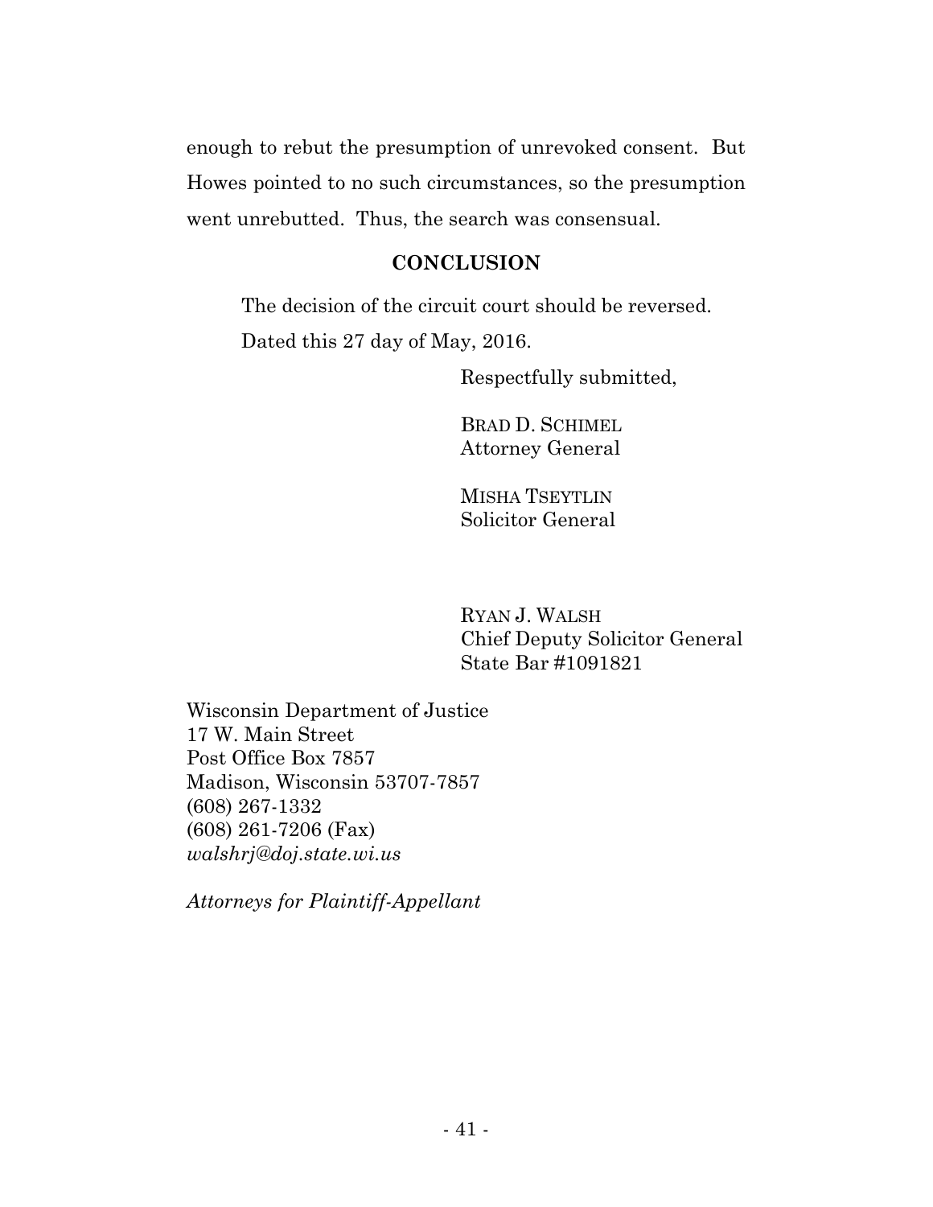enough to rebut the presumption of unrevoked consent. But Howes pointed to no such circumstances, so the presumption went unrebutted. Thus, the search was consensual.

## CONCLUSION

The decision of the circuit court should be reversed.

Dated this 27 day of May, 2016.

Respectfully submitted,

BRAD D. SCHIMEL
Attorney General

MISHA TSEYTLIN
Solicitor General

RYAN J. WALSH
Chief Deputy Solicitor General
State Bar #1091821

Wisconsin Department of Justice
17 W. Main Street
Post Office Box 7857
Madison, Wisconsin 53707-7857
(608) 267-1332
(608) 261-7206 (Fax)
*walshrj@doj.state.wi.us*

*Attorneys for Plaintiff-Appellant*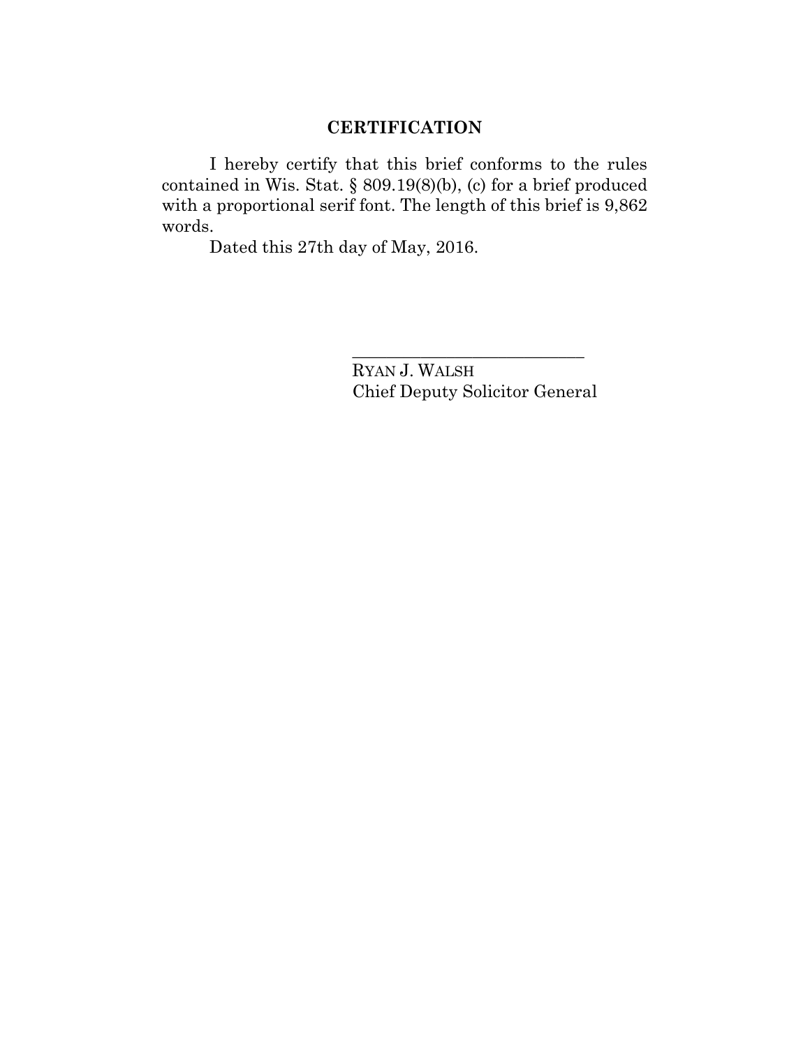## CERTIFICATION

I hereby certify that this brief conforms to the rules contained in Wis. Stat. § 809.19(8)(b), (c) for a brief produced with a proportional serif font. The length of this brief is 9,862 words.

Dated this 27th day of May, 2016.

\_\_\_\_\_\_\_\_\_\_\_\_\_\_\_\_\_\_\_\_\_\_\_\_\_\_\_\_

RYAN J. WALSH
Chief Deputy Solicitor General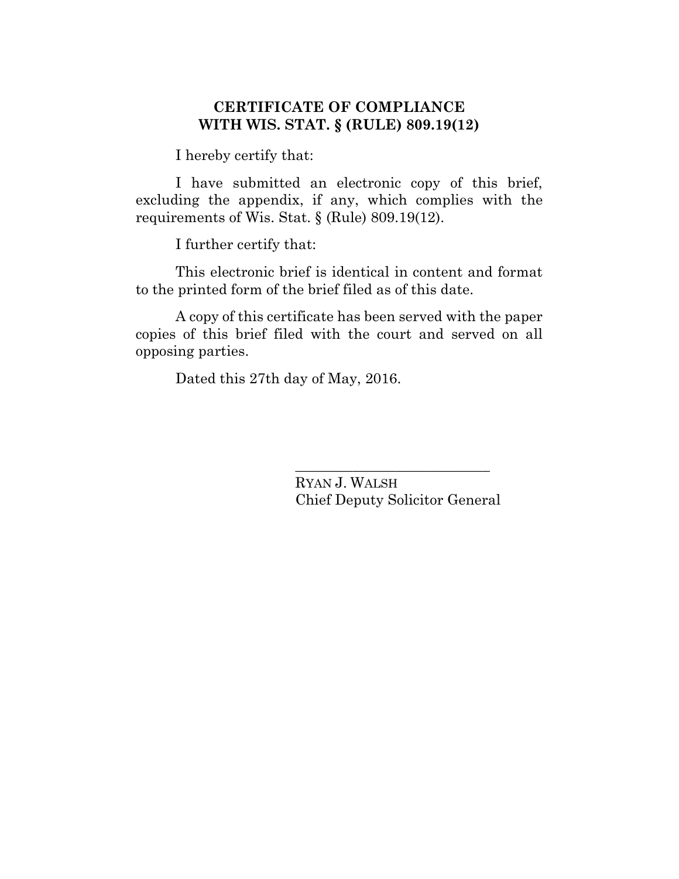## CERTIFICATE OF COMPLIANCE WITH WIS. STAT. § (RULE) 809.19(12)

I hereby certify that:

I have submitted an electronic copy of this brief, excluding the appendix, if any, which complies with the requirements of Wis. Stat. § (Rule) 809.19(12).

I further certify that:

This electronic brief is identical in content and format to the printed form of the brief filed as of this date.

A copy of this certificate has been served with the paper copies of this brief filed with the court and served on all opposing parties.

Dated this 27th day of May, 2016.

\_\_\_\_\_\_\_\_\_\_\_\_\_\_\_\_\_\_\_\_\_\_\_\_\_\_\_\_

RYAN J. WALSH
Chief Deputy Solicitor General